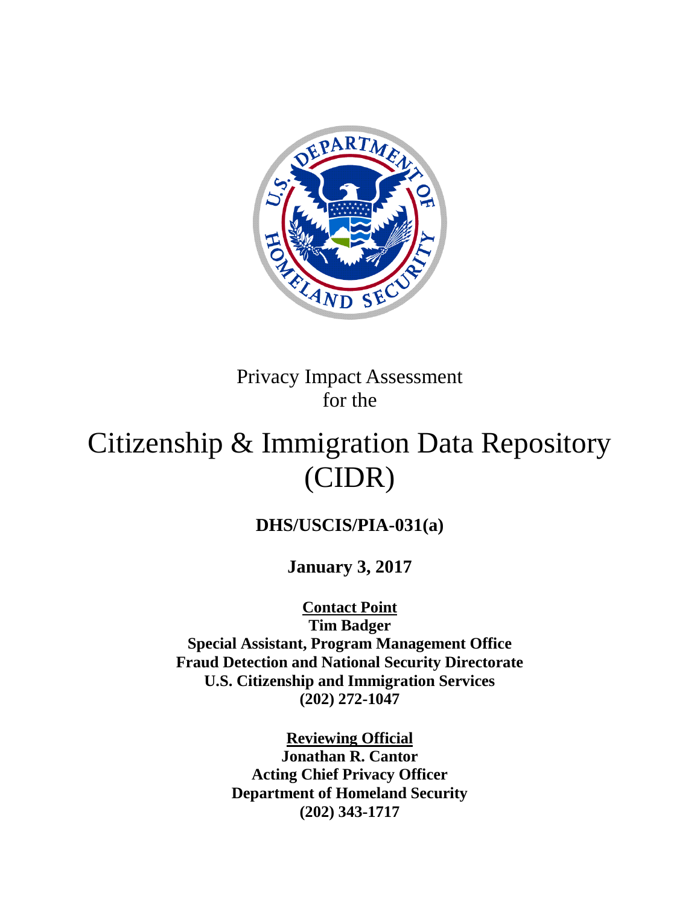Privacy Impact Assessment
for the

# Citizenship & Immigration Data Repository (CIDR)

**DHS/USCIS/PIA-031(a)**

**January 3, 2017**

**Contact Point**
**Tim Badger**
**Special Assistant, Program Management Office**
**Fraud Detection and National Security Directorate**
**U.S. Citizenship and Immigration Services**
**(202) 272-1047**

**Reviewing Official**
**Jonathan R. Cantor**
**Acting Chief Privacy Officer**
**Department of Homeland Security**
**(202) 343-1717**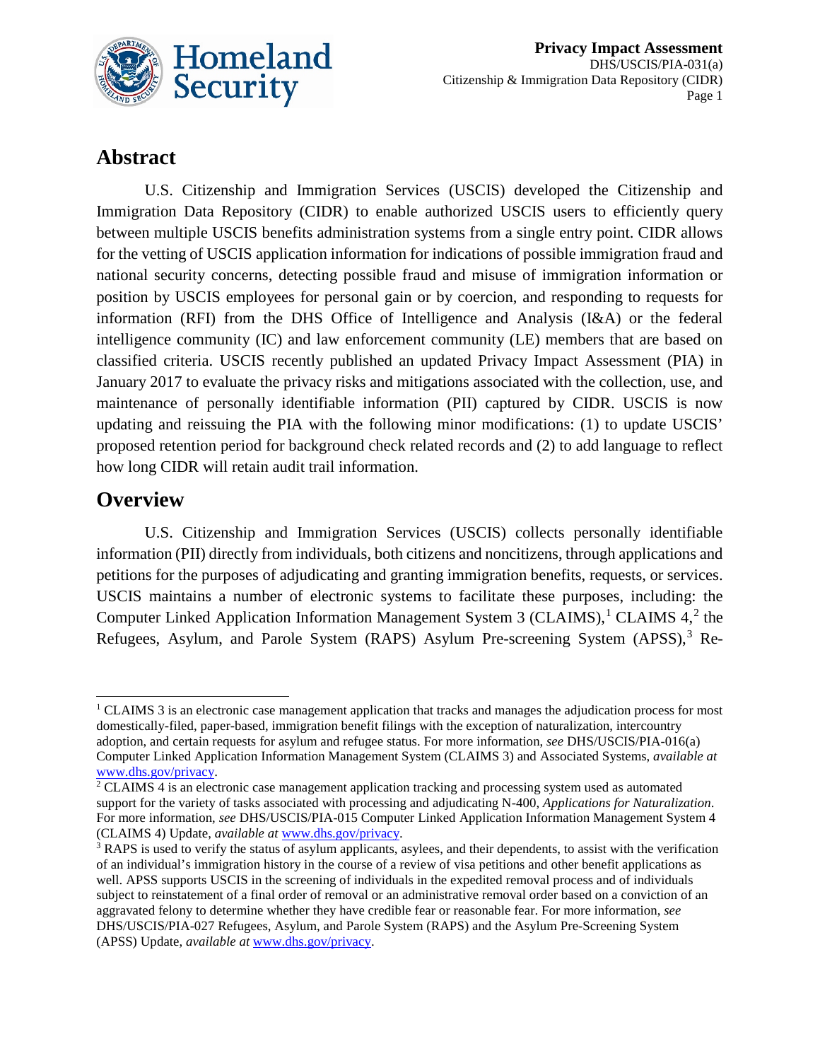## Abstract

U.S. Citizenship and Immigration Services (USCIS) developed the Citizenship and Immigration Data Repository (CIDR) to enable authorized USCIS users to efficiently query between multiple USCIS benefits administration systems from a single entry point. CIDR allows for the vetting of USCIS application information for indications of possible immigration fraud and national security concerns, detecting possible fraud and misuse of immigration information or position by USCIS employees for personal gain or by coercion, and responding to requests for information (RFI) from the DHS Office of Intelligence and Analysis (I&A) or the federal intelligence community (IC) and law enforcement community (LE) members that are based on classified criteria. USCIS recently published an updated Privacy Impact Assessment (PIA) in January 2017 to evaluate the privacy risks and mitigations associated with the collection, use, and maintenance of personally identifiable information (PII) captured by CIDR. USCIS is now updating and reissuing the PIA with the following minor modifications: (1) to update USCIS' proposed retention period for background check related records and (2) to add language to reflect how long CIDR will retain audit trail information.

## Overview

U.S. Citizenship and Immigration Services (USCIS) collects personally identifiable information (PII) directly from individuals, both citizens and noncitizens, through applications and petitions for the purposes of adjudicating and granting immigration benefits, requests, or services. USCIS maintains a number of electronic systems to facilitate these purposes, including: the Computer Linked Application Information Management System 3 (CLAIMS),[1] CLAIMS 4,[2] the Refugees, Asylum, and Parole System (RAPS) Asylum Pre-screening System (APSS),[3] Re-

[1] CLAIMS 3 is an electronic case management application that tracks and manages the adjudication process for most domestically-filed, paper-based, immigration benefit filings with the exception of naturalization, intercountry adoption, and certain requests for asylum and refugee status. For more information, *see* DHS/USCIS/PIA-016(a) Computer Linked Application Information Management System (CLAIMS 3) and Associated Systems, *available at* www.dhs.gov/privacy.

[2] CLAIMS 4 is an electronic case management application tracking and processing system used as automated support for the variety of tasks associated with processing and adjudicating N-400, *Applications for Naturalization*. For more information, *see* DHS/USCIS/PIA-015 Computer Linked Application Information Management System 4 (CLAIMS 4) Update, *available at* www.dhs.gov/privacy.

[3] RAPS is used to verify the status of asylum applicants, asylees, and their dependents, to assist with the verification of an individual's immigration history in the course of a review of visa petitions and other benefit applications as well. APSS supports USCIS in the screening of individuals in the expedited removal process and of individuals subject to reinstatement of a final order of removal or an administrative removal order based on a conviction of an aggravated felony to determine whether they have credible fear or reasonable fear. For more information, *see* DHS/USCIS/PIA-027 Refugees, Asylum, and Parole System (RAPS) and the Asylum Pre-Screening System (APSS) Update, *available at* www.dhs.gov/privacy.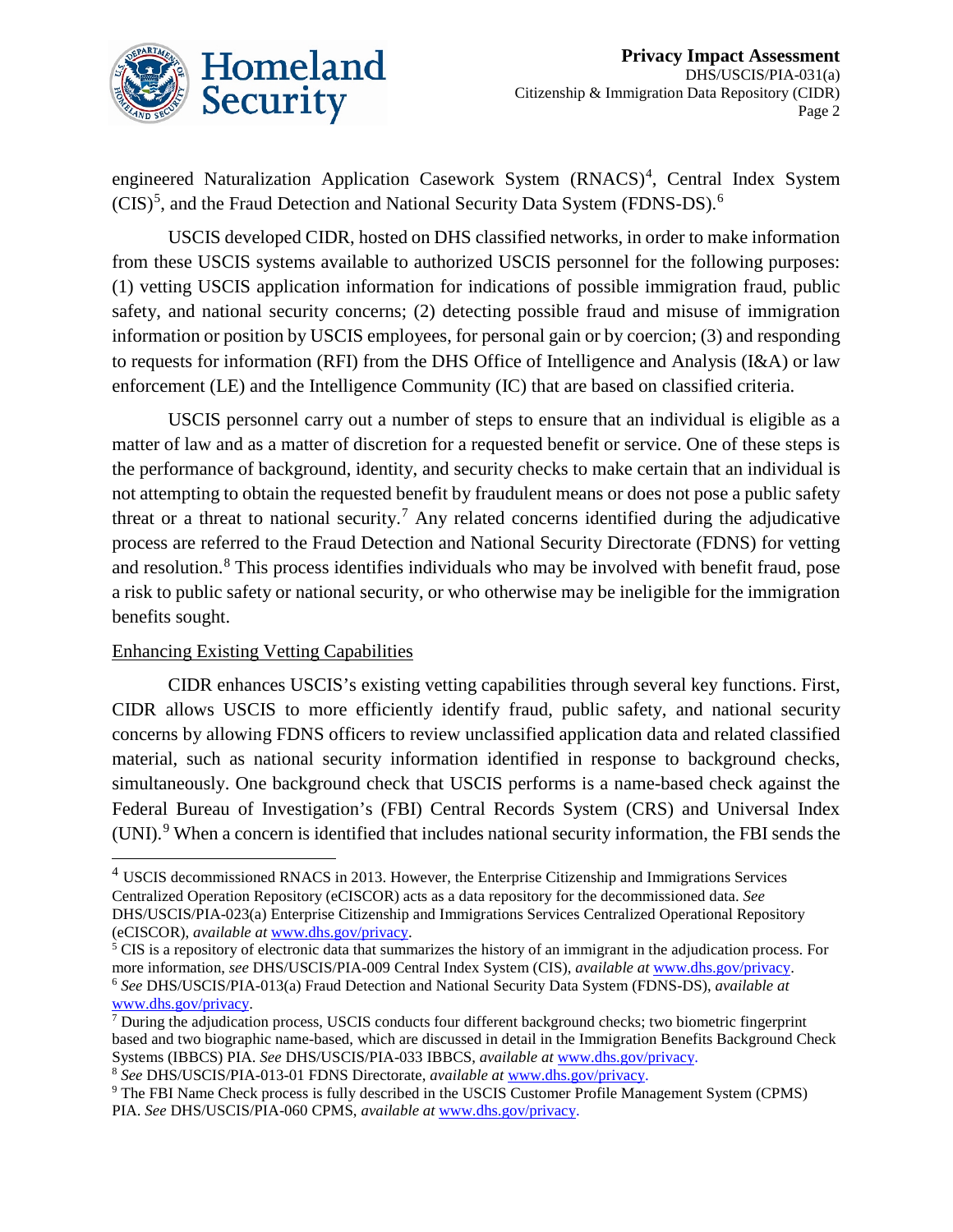engineered Naturalization Application Casework System (RNACS)[4], Central Index System (CIS)[5], and the Fraud Detection and National Security Data System (FDNS-DS).[6]

USCIS developed CIDR, hosted on DHS classified networks, in order to make information from these USCIS systems available to authorized USCIS personnel for the following purposes: (1) vetting USCIS application information for indications of possible immigration fraud, public safety, and national security concerns; (2) detecting possible fraud and misuse of immigration information or position by USCIS employees, for personal gain or by coercion; (3) and responding to requests for information (RFI) from the DHS Office of Intelligence and Analysis (I&A) or law enforcement (LE) and the Intelligence Community (IC) that are based on classified criteria.

USCIS personnel carry out a number of steps to ensure that an individual is eligible as a matter of law and as a matter of discretion for a requested benefit or service. One of these steps is the performance of background, identity, and security checks to make certain that an individual is not attempting to obtain the requested benefit by fraudulent means or does not pose a public safety threat or a threat to national security.[7] Any related concerns identified during the adjudicative process are referred to the Fraud Detection and National Security Directorate (FDNS) for vetting and resolution.[8] This process identifies individuals who may be involved with benefit fraud, pose a risk to public safety or national security, or who otherwise may be ineligible for the immigration benefits sought.

Enhancing Existing Vetting Capabilities

CIDR enhances USCIS's existing vetting capabilities through several key functions. First, CIDR allows USCIS to more efficiently identify fraud, public safety, and national security concerns by allowing FDNS officers to review unclassified application data and related classified material, such as national security information identified in response to background checks, simultaneously. One background check that USCIS performs is a name-based check against the Federal Bureau of Investigation's (FBI) Central Records System (CRS) and Universal Index (UNI).[9] When a concern is identified that includes national security information, the FBI sends the

---

[4] USCIS decommissioned RNACS in 2013. However, the Enterprise Citizenship and Immigrations Services Centralized Operation Repository (eCISCOR) acts as a data repository for the decommissioned data. *See* DHS/USCIS/PIA-023(a) Enterprise Citizenship and Immigrations Services Centralized Operational Repository (eCISCOR), *available at* www.dhs.gov/privacy.

[5] CIS is a repository of electronic data that summarizes the history of an immigrant in the adjudication process. For more information, *see* DHS/USCIS/PIA-009 Central Index System (CIS), *available at* www.dhs.gov/privacy.

[6] *See* DHS/USCIS/PIA-013(a) Fraud Detection and National Security Data System (FDNS-DS), *available at* www.dhs.gov/privacy.

[7] During the adjudication process, USCIS conducts four different background checks; two biometric fingerprint based and two biographic name-based, which are discussed in detail in the Immigration Benefits Background Check Systems (IBBCS) PIA. *See* DHS/USCIS/PIA-033 IBBCS, *available at* www.dhs.gov/privacy.

[8] *See* DHS/USCIS/PIA-013-01 FDNS Directorate, *available at* www.dhs.gov/privacy.

[9] The FBI Name Check process is fully described in the USCIS Customer Profile Management System (CPMS) PIA. *See* DHS/USCIS/PIA-060 CPMS, *available at* www.dhs.gov/privacy.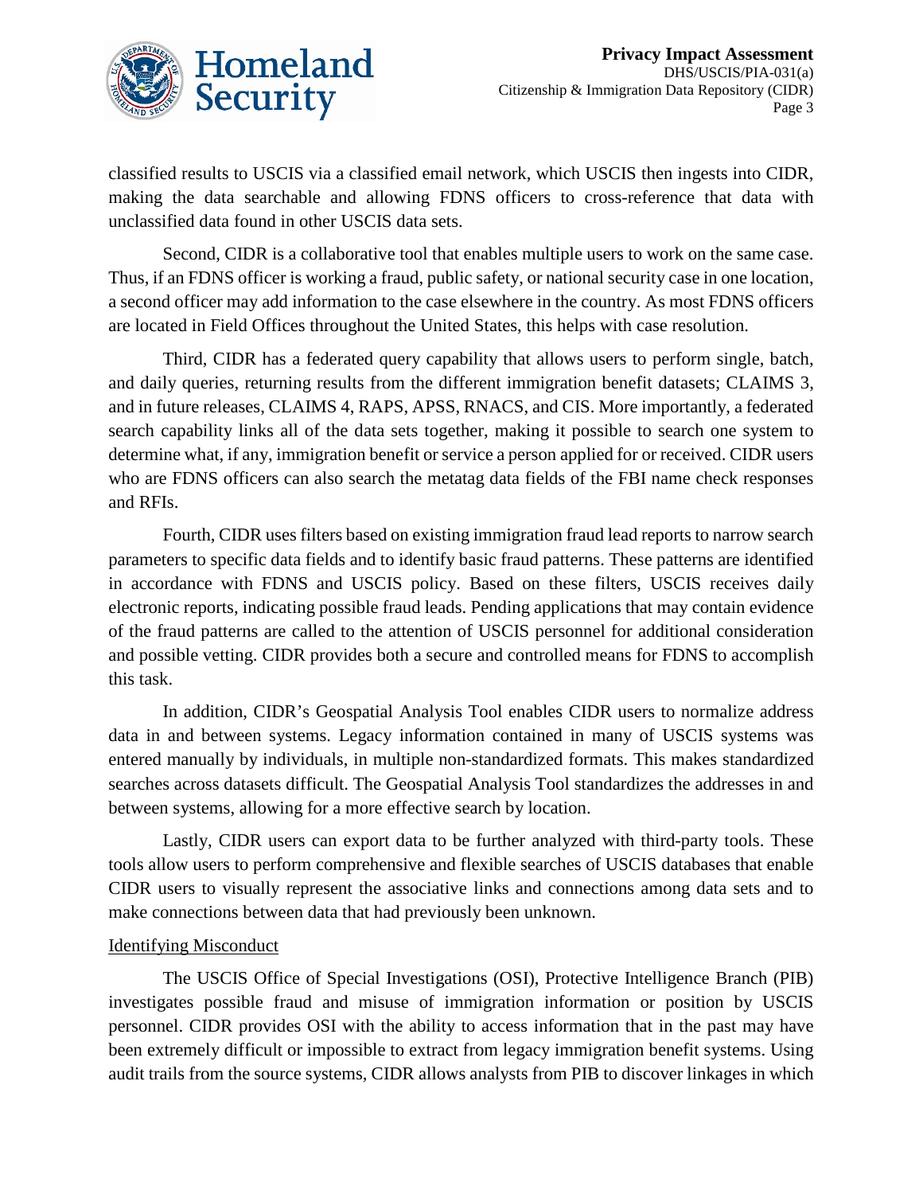classified results to USCIS via a classified email network, which USCIS then ingests into CIDR, making the data searchable and allowing FDNS officers to cross-reference that data with unclassified data found in other USCIS data sets.

Second, CIDR is a collaborative tool that enables multiple users to work on the same case. Thus, if an FDNS officer is working a fraud, public safety, or national security case in one location, a second officer may add information to the case elsewhere in the country. As most FDNS officers are located in Field Offices throughout the United States, this helps with case resolution.

Third, CIDR has a federated query capability that allows users to perform single, batch, and daily queries, returning results from the different immigration benefit datasets; CLAIMS 3, and in future releases, CLAIMS 4, RAPS, APSS, RNACS, and CIS. More importantly, a federated search capability links all of the data sets together, making it possible to search one system to determine what, if any, immigration benefit or service a person applied for or received. CIDR users who are FDNS officers can also search the metatag data fields of the FBI name check responses and RFIs.

Fourth, CIDR uses filters based on existing immigration fraud lead reports to narrow search parameters to specific data fields and to identify basic fraud patterns. These patterns are identified in accordance with FDNS and USCIS policy. Based on these filters, USCIS receives daily electronic reports, indicating possible fraud leads. Pending applications that may contain evidence of the fraud patterns are called to the attention of USCIS personnel for additional consideration and possible vetting. CIDR provides both a secure and controlled means for FDNS to accomplish this task.

In addition, CIDR's Geospatial Analysis Tool enables CIDR users to normalize address data in and between systems. Legacy information contained in many of USCIS systems was entered manually by individuals, in multiple non-standardized formats. This makes standardized searches across datasets difficult. The Geospatial Analysis Tool standardizes the addresses in and between systems, allowing for a more effective search by location.

Lastly, CIDR users can export data to be further analyzed with third-party tools. These tools allow users to perform comprehensive and flexible searches of USCIS databases that enable CIDR users to visually represent the associative links and connections among data sets and to make connections between data that had previously been unknown.

### Identifying Misconduct

The USCIS Office of Special Investigations (OSI), Protective Intelligence Branch (PIB) investigates possible fraud and misuse of immigration information or position by USCIS personnel. CIDR provides OSI with the ability to access information that in the past may have been extremely difficult or impossible to extract from legacy immigration benefit systems. Using audit trails from the source systems, CIDR allows analysts from PIB to discover linkages in which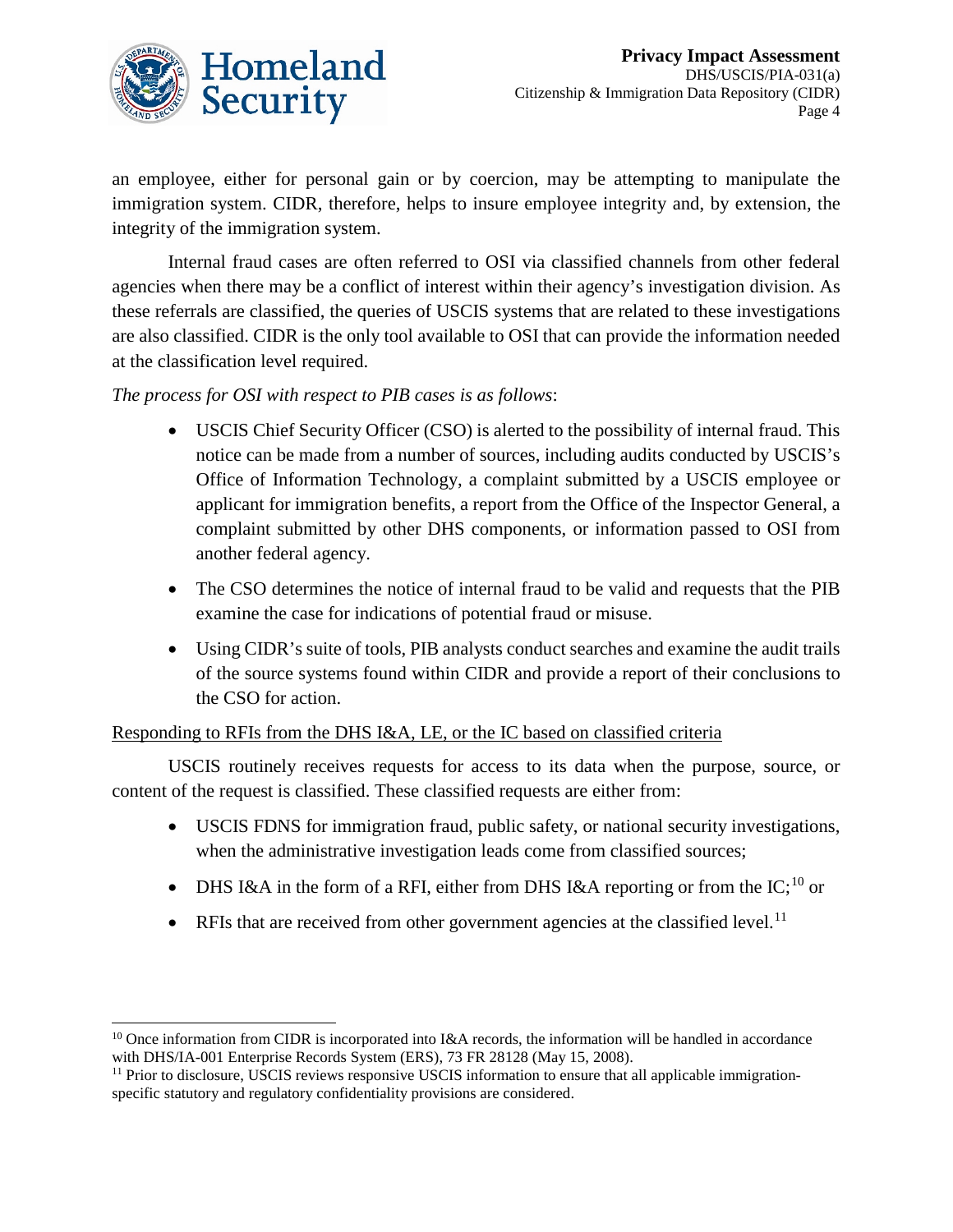an employee, either for personal gain or by coercion, may be attempting to manipulate the immigration system. CIDR, therefore, helps to insure employee integrity and, by extension, the integrity of the immigration system.

Internal fraud cases are often referred to OSI via classified channels from other federal agencies when there may be a conflict of interest within their agency's investigation division. As these referrals are classified, the queries of USCIS systems that are related to these investigations are also classified. CIDR is the only tool available to OSI that can provide the information needed at the classification level required.

*The process for OSI with respect to PIB cases is as follows*:

- USCIS Chief Security Officer (CSO) is alerted to the possibility of internal fraud. This notice can be made from a number of sources, including audits conducted by USCIS's Office of Information Technology, a complaint submitted by a USCIS employee or applicant for immigration benefits, a report from the Office of the Inspector General, a complaint submitted by other DHS components, or information passed to OSI from another federal agency.
- The CSO determines the notice of internal fraud to be valid and requests that the PIB examine the case for indications of potential fraud or misuse.
- Using CIDR's suite of tools, PIB analysts conduct searches and examine the audit trails of the source systems found within CIDR and provide a report of their conclusions to the CSO for action.

<u>Responding to RFIs from the DHS I&A, LE, or the IC based on classified criteria</u>

USCIS routinely receives requests for access to its data when the purpose, source, or content of the request is classified. These classified requests are either from:

- USCIS FDNS for immigration fraud, public safety, or national security investigations, when the administrative investigation leads come from classified sources;
- DHS I&A in the form of a RFI, either from DHS I&A reporting or from the IC;[10] or
- RFIs that are received from other government agencies at the classified level.[11]

---

[10] Once information from CIDR is incorporated into I&A records, the information will be handled in accordance with DHS/IA-001 Enterprise Records System (ERS), 73 FR 28128 (May 15, 2008).

[11] Prior to disclosure, USCIS reviews responsive USCIS information to ensure that all applicable immigration-specific statutory and regulatory confidentiality provisions are considered.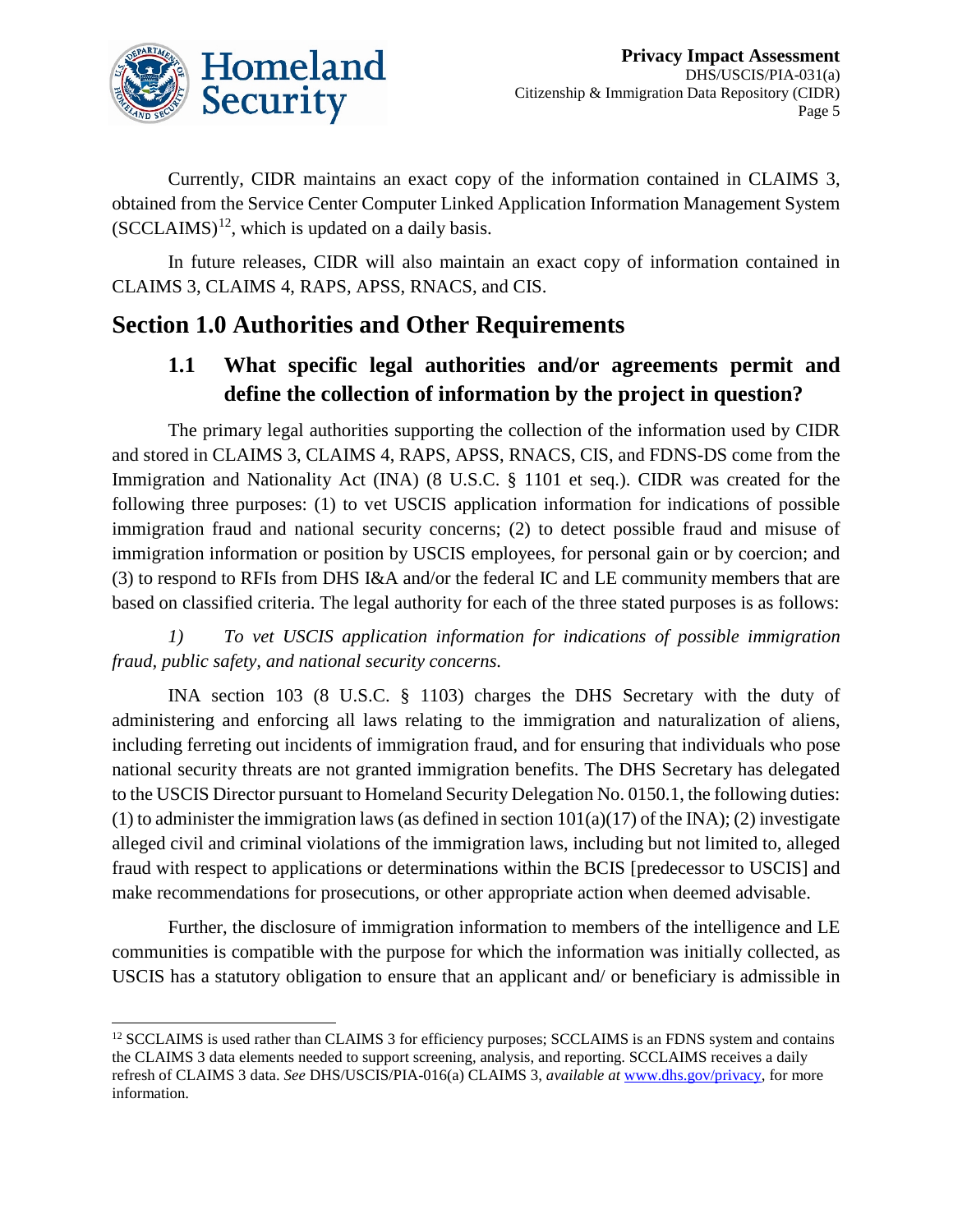Currently, CIDR maintains an exact copy of the information contained in CLAIMS 3, obtained from the Service Center Computer Linked Application Information Management System (SCCLAIMS)[12], which is updated on a daily basis.

In future releases, CIDR will also maintain an exact copy of information contained in CLAIMS 3, CLAIMS 4, RAPS, APSS, RNACS, and CIS.

# Section 1.0 Authorities and Other Requirements

## 1.1 What specific legal authorities and/or agreements permit and define the collection of information by the project in question?

The primary legal authorities supporting the collection of the information used by CIDR and stored in CLAIMS 3, CLAIMS 4, RAPS, APSS, RNACS, CIS, and FDNS-DS come from the Immigration and Nationality Act (INA) (8 U.S.C. § 1101 et seq.). CIDR was created for the following three purposes: (1) to vet USCIS application information for indications of possible immigration fraud and national security concerns; (2) to detect possible fraud and misuse of immigration information or position by USCIS employees, for personal gain or by coercion; and (3) to respond to RFIs from DHS I&A and/or the federal IC and LE community members that are based on classified criteria. The legal authority for each of the three stated purposes is as follows:

*1) To vet USCIS application information for indications of possible immigration fraud, public safety, and national security concerns.*

INA section 103 (8 U.S.C. § 1103) charges the DHS Secretary with the duty of administering and enforcing all laws relating to the immigration and naturalization of aliens, including ferreting out incidents of immigration fraud, and for ensuring that individuals who pose national security threats are not granted immigration benefits. The DHS Secretary has delegated to the USCIS Director pursuant to Homeland Security Delegation No. 0150.1, the following duties: (1) to administer the immigration laws (as defined in section 101(a)(17) of the INA); (2) investigate alleged civil and criminal violations of the immigration laws, including but not limited to, alleged fraud with respect to applications or determinations within the BCIS [predecessor to USCIS] and make recommendations for prosecutions, or other appropriate action when deemed advisable.

Further, the disclosure of immigration information to members of the intelligence and LE communities is compatible with the purpose for which the information was initially collected, as USCIS has a statutory obligation to ensure that an applicant and/ or beneficiary is admissible in

[12] SCCLAIMS is used rather than CLAIMS 3 for efficiency purposes; SCCLAIMS is an FDNS system and contains the CLAIMS 3 data elements needed to support screening, analysis, and reporting. SCCLAIMS receives a daily refresh of CLAIMS 3 data. *See* DHS/USCIS/PIA-016(a) CLAIMS 3, *available at* www.dhs.gov/privacy, for more information.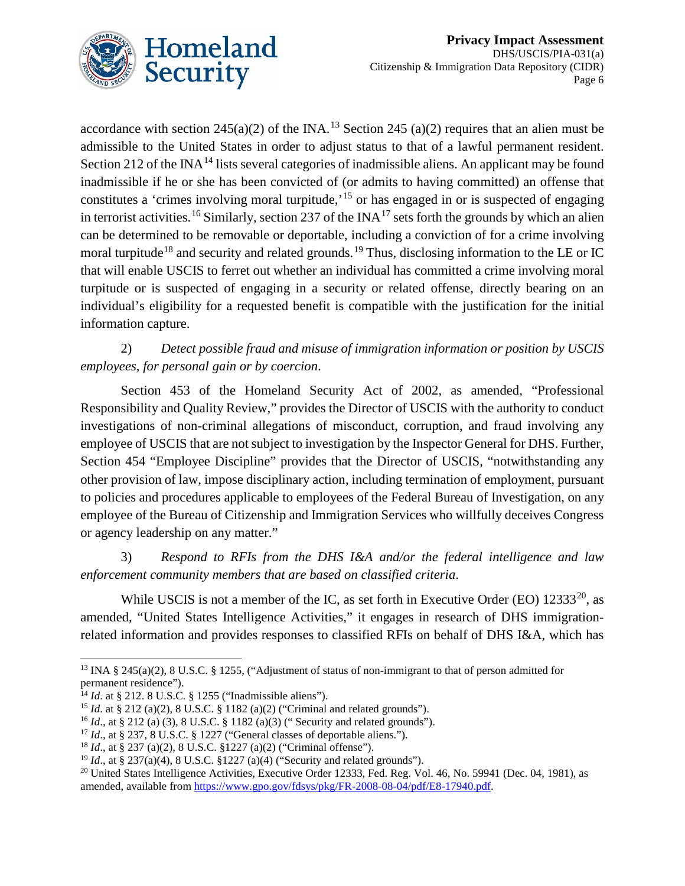accordance with section 245(a)(2) of the INA.[13] Section 245 (a)(2) requires that an alien must be admissible to the United States in order to adjust status to that of a lawful permanent resident. Section 212 of the INA[14] lists several categories of inadmissible aliens. An applicant may be found inadmissible if he or she has been convicted of (or admits to having committed) an offense that constitutes a 'crimes involving moral turpitude,'[15] or has engaged in or is suspected of engaging in terrorist activities.[16] Similarly, section 237 of the INA[17] sets forth the grounds by which an alien can be determined to be removable or deportable, including a conviction of for a crime involving moral turpitude[18] and security and related grounds.[19] Thus, disclosing information to the LE or IC that will enable USCIS to ferret out whether an individual has committed a crime involving moral turpitude or is suspected of engaging in a security or related offense, directly bearing on an individual's eligibility for a requested benefit is compatible with the justification for the initial information capture.

2) *Detect possible fraud and misuse of immigration information or position by USCIS employees, for personal gain or by coercion.*

Section 453 of the Homeland Security Act of 2002, as amended, "Professional Responsibility and Quality Review," provides the Director of USCIS with the authority to conduct investigations of non-criminal allegations of misconduct, corruption, and fraud involving any employee of USCIS that are not subject to investigation by the Inspector General for DHS. Further, Section 454 "Employee Discipline" provides that the Director of USCIS, "notwithstanding any other provision of law, impose disciplinary action, including termination of employment, pursuant to policies and procedures applicable to employees of the Federal Bureau of Investigation, on any employee of the Bureau of Citizenship and Immigration Services who willfully deceives Congress or agency leadership on any matter."

3) *Respond to RFIs from the DHS I&A and/or the federal intelligence and law enforcement community members that are based on classified criteria.*

While USCIS is not a member of the IC, as set forth in Executive Order (EO) 12333[20], as amended, "United States Intelligence Activities," it engages in research of DHS immigration-related information and provides responses to classified RFIs on behalf of DHS I&A, which has

---

[13] INA § 245(a)(2), 8 U.S.C. § 1255, ("Adjustment of status of non-immigrant to that of person admitted for permanent residence").

[14] *Id*. at § 212. 8 U.S.C. § 1255 ("Inadmissible aliens").

[15] *Id*. at § 212 (a)(2), 8 U.S.C. § 1182 (a)(2) ("Criminal and related grounds").

[16] *Id*., at § 212 (a) (3), 8 U.S.C. § 1182 (a)(3) (" Security and related grounds").

[17] *Id*., at § 237, 8 U.S.C. § 1227 ("General classes of deportable aliens.").

[18] *Id*., at § 237 (a)(2), 8 U.S.C. §1227 (a)(2) ("Criminal offense").

[19] *Id*., at § 237(a)(4), 8 U.S.C. §1227 (a)(4) ("Security and related grounds").

[20] United States Intelligence Activities, Executive Order 12333, Fed. Reg. Vol. 46, No. 59941 (Dec. 04, 1981), as amended, available from https://www.gpo.gov/fdsys/pkg/FR-2008-08-04/pdf/E8-17940.pdf.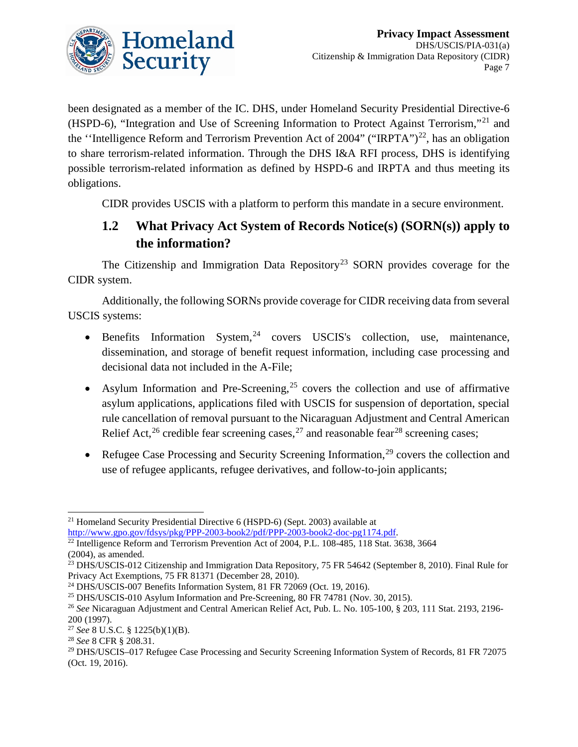been designated as a member of the IC. DHS, under Homeland Security Presidential Directive-6 (HSPD-6), "Integration and Use of Screening Information to Protect Against Terrorism,"[21] and the ''Intelligence Reform and Terrorism Prevention Act of 2004" ("IRPTA")[22], has an obligation to share terrorism-related information. Through the DHS I&A RFI process, DHS is identifying possible terrorism-related information as defined by HSPD-6 and IRPTA and thus meeting its obligations.

CIDR provides USCIS with a platform to perform this mandate in a secure environment.

## 1.2 What Privacy Act System of Records Notice(s) (SORN(s)) apply to the information?

The Citizenship and Immigration Data Repository[23] SORN provides coverage for the CIDR system.

Additionally, the following SORNs provide coverage for CIDR receiving data from several USCIS systems:

- Benefits Information System,[24] covers USCIS's collection, use, maintenance, dissemination, and storage of benefit request information, including case processing and decisional data not included in the A-File;
- Asylum Information and Pre-Screening,[25] covers the collection and use of affirmative asylum applications, applications filed with USCIS for suspension of deportation, special rule cancellation of removal pursuant to the Nicaraguan Adjustment and Central American Relief Act,[26] credible fear screening cases,[27] and reasonable fear[28] screening cases;
- Refugee Case Processing and Security Screening Information,[29] covers the collection and use of refugee applicants, refugee derivatives, and follow-to-join applicants;

---

[21] Homeland Security Presidential Directive 6 (HSPD-6) (Sept. 2003) available at http://www.gpo.gov/fdsys/pkg/PPP-2003-book2/pdf/PPP-2003-book2-doc-pg1174.pdf.

[22] Intelligence Reform and Terrorism Prevention Act of 2004, P.L. 108-485, 118 Stat. 3638, 3664 (2004), as amended.

[23] DHS/USCIS-012 Citizenship and Immigration Data Repository, 75 FR 54642 (September 8, 2010). Final Rule for Privacy Act Exemptions, 75 FR 81371 (December 28, 2010).

[24] DHS/USCIS-007 Benefits Information System, 81 FR 72069 (Oct. 19, 2016).

[25] DHS/USCIS-010 Asylum Information and Pre-Screening, 80 FR 74781 (Nov. 30, 2015).

[26] *See* Nicaraguan Adjustment and Central American Relief Act, Pub. L. No. 105-100, § 203, 111 Stat. 2193, 2196-200 (1997).

[27] *See* 8 U.S.C. § 1225(b)(1)(B).

[28] *See* 8 CFR § 208.31.

[29] DHS/USCIS–017 Refugee Case Processing and Security Screening Information System of Records, 81 FR 72075 (Oct. 19, 2016).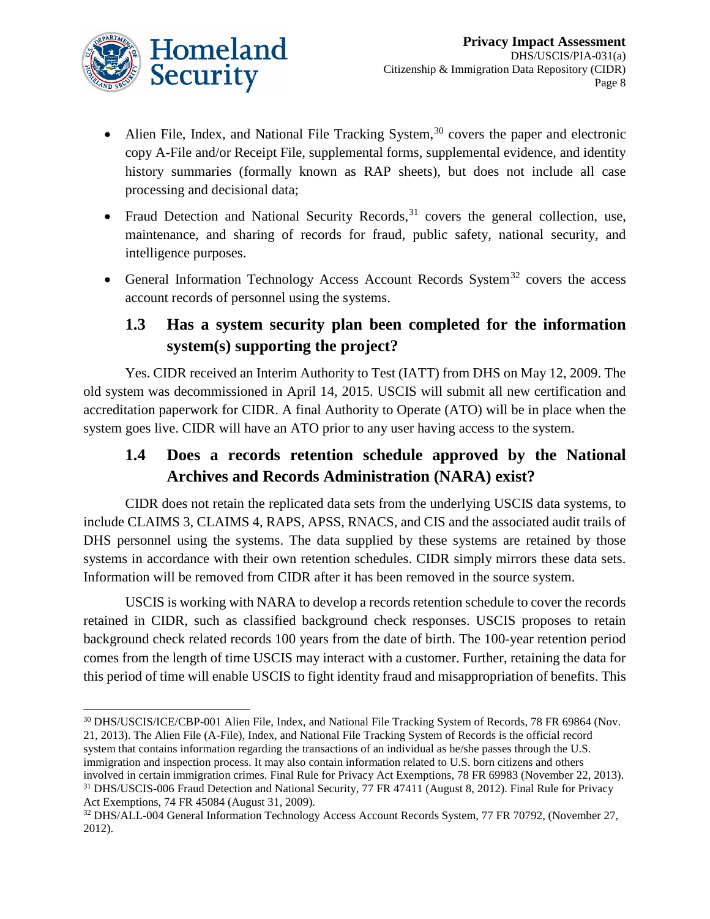- Alien File, Index, and National File Tracking System,[30] covers the paper and electronic copy A-File and/or Receipt File, supplemental forms, supplemental evidence, and identity history summaries (formally known as RAP sheets), but does not include all case processing and decisional data;
- Fraud Detection and National Security Records,[31] covers the general collection, use, maintenance, and sharing of records for fraud, public safety, national security, and intelligence purposes.
- General Information Technology Access Account Records System[32] covers the access account records of personnel using the systems.

## 1.3 Has a system security plan been completed for the information system(s) supporting the project?

Yes. CIDR received an Interim Authority to Test (IATT) from DHS on May 12, 2009. The old system was decommissioned in April 14, 2015. USCIS will submit all new certification and accreditation paperwork for CIDR. A final Authority to Operate (ATO) will be in place when the system goes live. CIDR will have an ATO prior to any user having access to the system.

## 1.4 Does a records retention schedule approved by the National Archives and Records Administration (NARA) exist?

CIDR does not retain the replicated data sets from the underlying USCIS data systems, to include CLAIMS 3, CLAIMS 4, RAPS, APSS, RNACS, and CIS and the associated audit trails of DHS personnel using the systems. The data supplied by these systems are retained by those systems in accordance with their own retention schedules. CIDR simply mirrors these data sets. Information will be removed from CIDR after it has been removed in the source system.

USCIS is working with NARA to develop a records retention schedule to cover the records retained in CIDR, such as classified background check responses. USCIS proposes to retain background check related records 100 years from the date of birth. The 100-year retention period comes from the length of time USCIS may interact with a customer. Further, retaining the data for this period of time will enable USCIS to fight identity fraud and misappropriation of benefits. This

---

[30] DHS/USCIS/ICE/CBP-001 Alien File, Index, and National File Tracking System of Records, 78 FR 69864 (Nov. 21, 2013). The Alien File (A-File), Index, and National File Tracking System of Records is the official record system that contains information regarding the transactions of an individual as he/she passes through the U.S. immigration and inspection process. It may also contain information related to U.S. born citizens and others involved in certain immigration crimes. Final Rule for Privacy Act Exemptions, 78 FR 69983 (November 22, 2013).

[31] DHS/USCIS-006 Fraud Detection and National Security, 77 FR 47411 (August 8, 2012). Final Rule for Privacy Act Exemptions, 74 FR 45084 (August 31, 2009).

[32] DHS/ALL-004 General Information Technology Access Account Records System, 77 FR 70792, (November 27, 2012).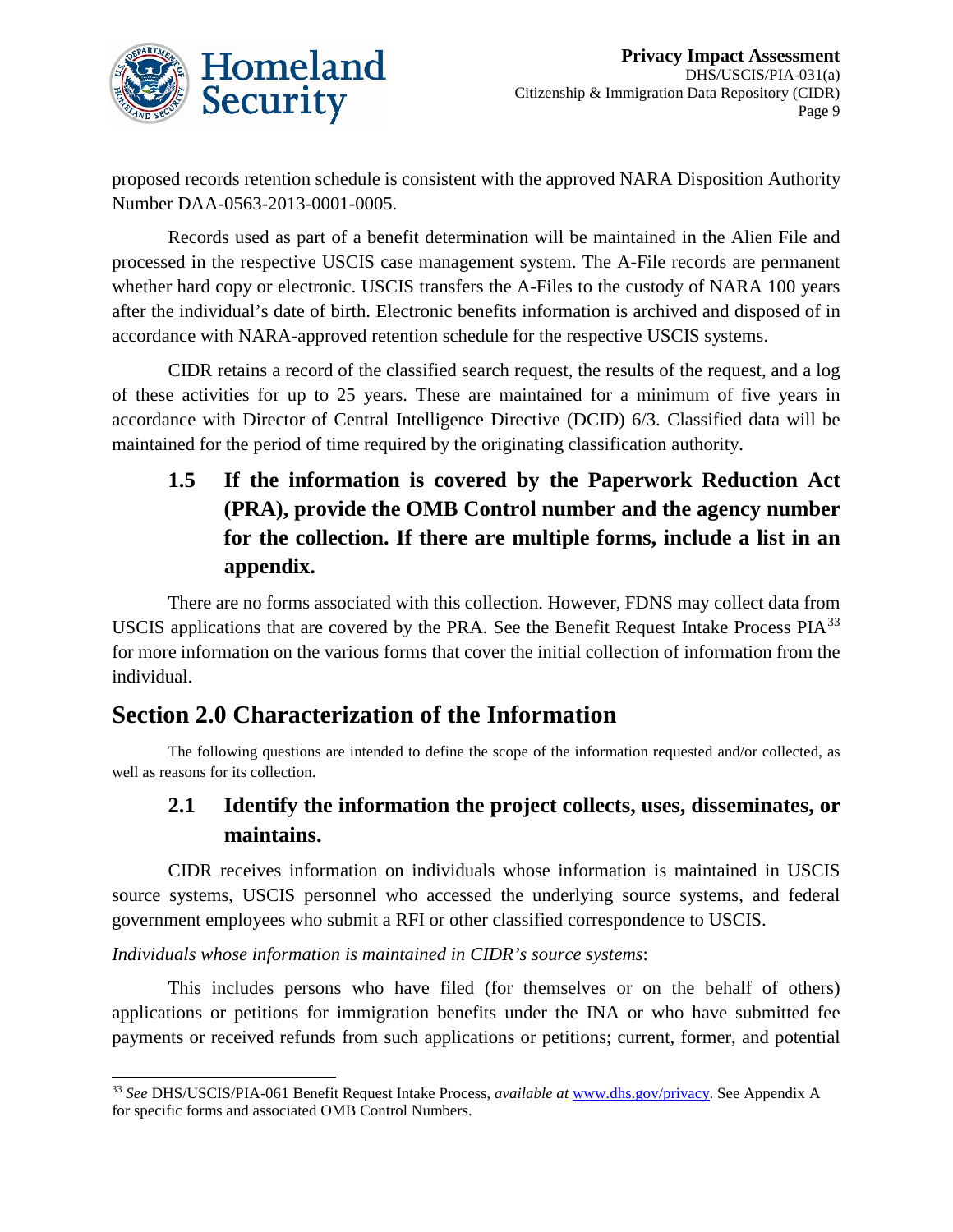proposed records retention schedule is consistent with the approved NARA Disposition Authority Number DAA-0563-2013-0001-0005.

Records used as part of a benefit determination will be maintained in the Alien File and processed in the respective USCIS case management system. The A-File records are permanent whether hard copy or electronic. USCIS transfers the A-Files to the custody of NARA 100 years after the individual's date of birth. Electronic benefits information is archived and disposed of in accordance with NARA-approved retention schedule for the respective USCIS systems.

CIDR retains a record of the classified search request, the results of the request, and a log of these activities for up to 25 years. These are maintained for a minimum of five years in accordance with Director of Central Intelligence Directive (DCID) 6/3. Classified data will be maintained for the period of time required by the originating classification authority.

### 1.5 If the information is covered by the Paperwork Reduction Act (PRA), provide the OMB Control number and the agency number for the collection. If there are multiple forms, include a list in an appendix.

There are no forms associated with this collection. However, FDNS may collect data from USCIS applications that are covered by the PRA. See the Benefit Request Intake Process PIA[33] for more information on the various forms that cover the initial collection of information from the individual.

## Section 2.0 Characterization of the Information

The following questions are intended to define the scope of the information requested and/or collected, as well as reasons for its collection.

### 2.1 Identify the information the project collects, uses, disseminates, or maintains.

CIDR receives information on individuals whose information is maintained in USCIS source systems, USCIS personnel who accessed the underlying source systems, and federal government employees who submit a RFI or other classified correspondence to USCIS.

*Individuals whose information is maintained in CIDR's source systems*:

This includes persons who have filed (for themselves or on the behalf of others) applications or petitions for immigration benefits under the INA or who have submitted fee payments or received refunds from such applications or petitions; current, former, and potential

---

[33] *See* DHS/USCIS/PIA-061 Benefit Request Intake Process, *available at* www.dhs.gov/privacy. See Appendix A for specific forms and associated OMB Control Numbers.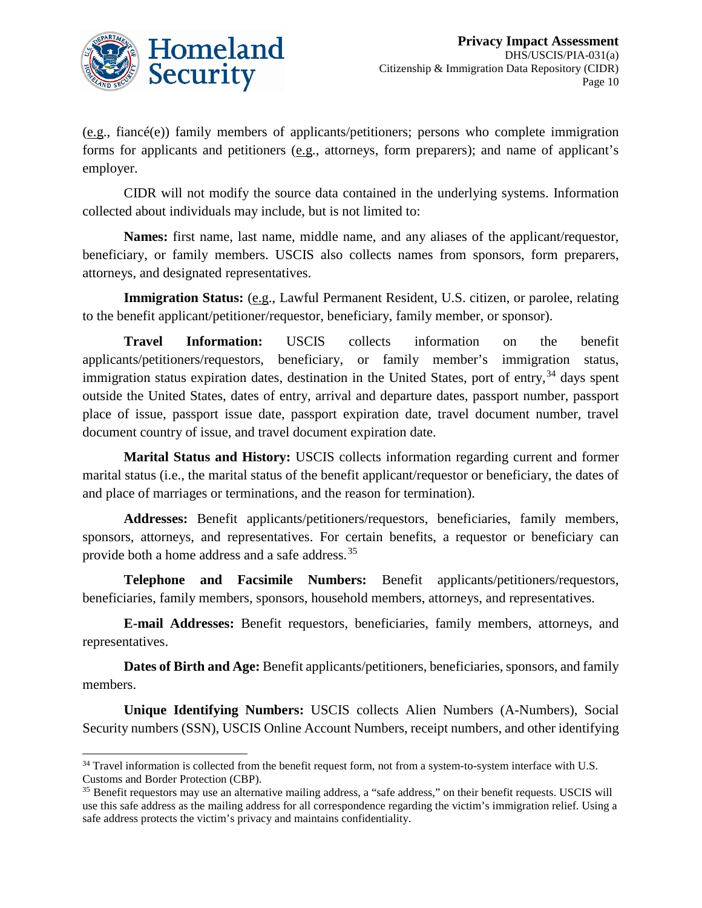(e.g., fiancé(e)) family members of applicants/petitioners; persons who complete immigration forms for applicants and petitioners (e.g., attorneys, form preparers); and name of applicant's employer.

CIDR will not modify the source data contained in the underlying systems. Information collected about individuals may include, but is not limited to:

**Names:** first name, last name, middle name, and any aliases of the applicant/requestor, beneficiary, or family members. USCIS also collects names from sponsors, form preparers, attorneys, and designated representatives.

**Immigration Status:** (e.g., Lawful Permanent Resident, U.S. citizen, or parolee, relating to the benefit applicant/petitioner/requestor, beneficiary, family member, or sponsor).

**Travel Information:** USCIS collects information on the benefit applicants/petitioners/requestors, beneficiary, or family member's immigration status, immigration status expiration dates, destination in the United States, port of entry,[34] days spent outside the United States, dates of entry, arrival and departure dates, passport number, passport place of issue, passport issue date, passport expiration date, travel document number, travel document country of issue, and travel document expiration date.

**Marital Status and History:** USCIS collects information regarding current and former marital status (i.e., the marital status of the benefit applicant/requestor or beneficiary, the dates of and place of marriages or terminations, and the reason for termination).

**Addresses:** Benefit applicants/petitioners/requestors, beneficiaries, family members, sponsors, attorneys, and representatives. For certain benefits, a requestor or beneficiary can provide both a home address and a safe address.[35]

**Telephone and Facsimile Numbers:** Benefit applicants/petitioners/requestors, beneficiaries, family members, sponsors, household members, attorneys, and representatives.

**E-mail Addresses:** Benefit requestors, beneficiaries, family members, attorneys, and representatives.

**Dates of Birth and Age:** Benefit applicants/petitioners, beneficiaries, sponsors, and family members.

**Unique Identifying Numbers:** USCIS collects Alien Numbers (A-Numbers), Social Security numbers (SSN), USCIS Online Account Numbers, receipt numbers, and other identifying

---

[34] Travel information is collected from the benefit request form, not from a system-to-system interface with U.S. Customs and Border Protection (CBP).

[35] Benefit requestors may use an alternative mailing address, a "safe address," on their benefit requests. USCIS will use this safe address as the mailing address for all correspondence regarding the victim's immigration relief. Using a safe address protects the victim's privacy and maintains confidentiality.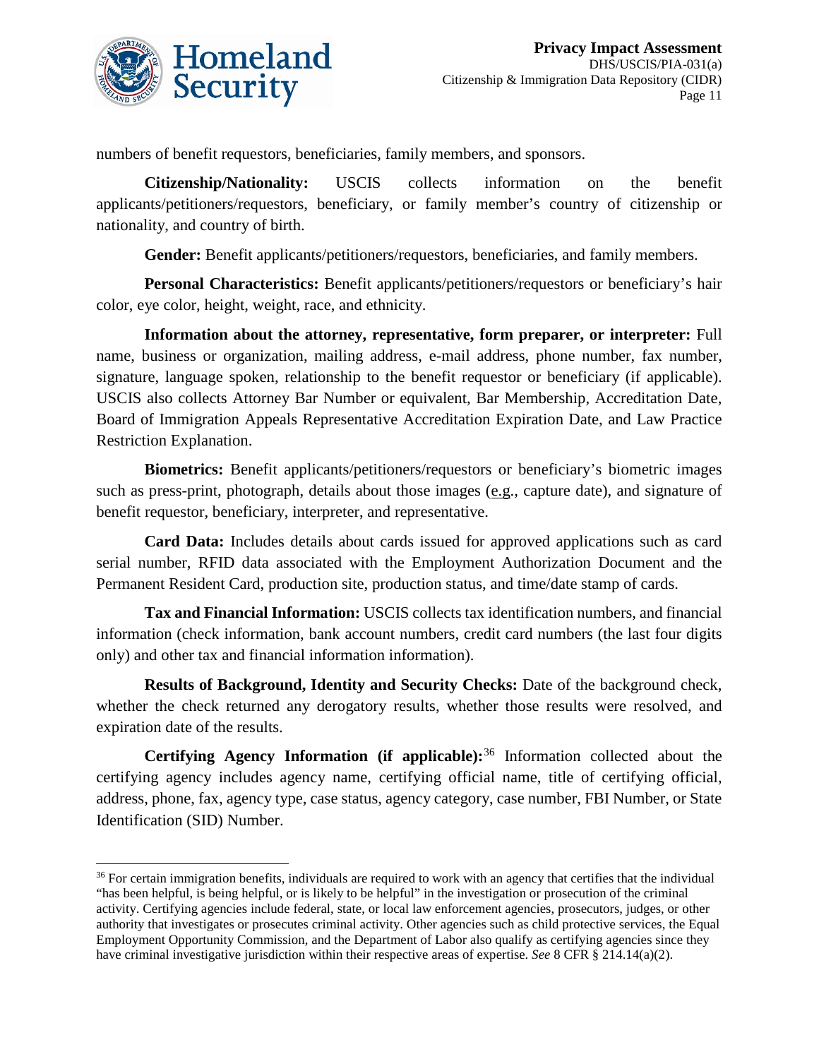numbers of benefit requestors, beneficiaries, family members, and sponsors.

**Citizenship/Nationality:** USCIS collects information on the benefit applicants/petitioners/requestors, beneficiary, or family member's country of citizenship or nationality, and country of birth.

**Gender:** Benefit applicants/petitioners/requestors, beneficiaries, and family members.

**Personal Characteristics:** Benefit applicants/petitioners/requestors or beneficiary's hair color, eye color, height, weight, race, and ethnicity.

**Information about the attorney, representative, form preparer, or interpreter:** Full name, business or organization, mailing address, e-mail address, phone number, fax number, signature, language spoken, relationship to the benefit requestor or beneficiary (if applicable). USCIS also collects Attorney Bar Number or equivalent, Bar Membership, Accreditation Date, Board of Immigration Appeals Representative Accreditation Expiration Date, and Law Practice Restriction Explanation.

**Biometrics:** Benefit applicants/petitioners/requestors or beneficiary's biometric images such as press-print, photograph, details about those images (e.g., capture date), and signature of benefit requestor, beneficiary, interpreter, and representative.

**Card Data:** Includes details about cards issued for approved applications such as card serial number, RFID data associated with the Employment Authorization Document and the Permanent Resident Card, production site, production status, and time/date stamp of cards.

**Tax and Financial Information:** USCIS collects tax identification numbers, and financial information (check information, bank account numbers, credit card numbers (the last four digits only) and other tax and financial information information).

**Results of Background, Identity and Security Checks:** Date of the background check, whether the check returned any derogatory results, whether those results were resolved, and expiration date of the results.

**Certifying Agency Information (if applicable):**[36] Information collected about the certifying agency includes agency name, certifying official name, title of certifying official, address, phone, fax, agency type, case status, agency category, case number, FBI Number, or State Identification (SID) Number.

[36] For certain immigration benefits, individuals are required to work with an agency that certifies that the individual "has been helpful, is being helpful, or is likely to be helpful" in the investigation or prosecution of the criminal activity. Certifying agencies include federal, state, or local law enforcement agencies, prosecutors, judges, or other authority that investigates or prosecutes criminal activity. Other agencies such as child protective services, the Equal Employment Opportunity Commission, and the Department of Labor also qualify as certifying agencies since they have criminal investigative jurisdiction within their respective areas of expertise. *See* 8 CFR § 214.14(a)(2).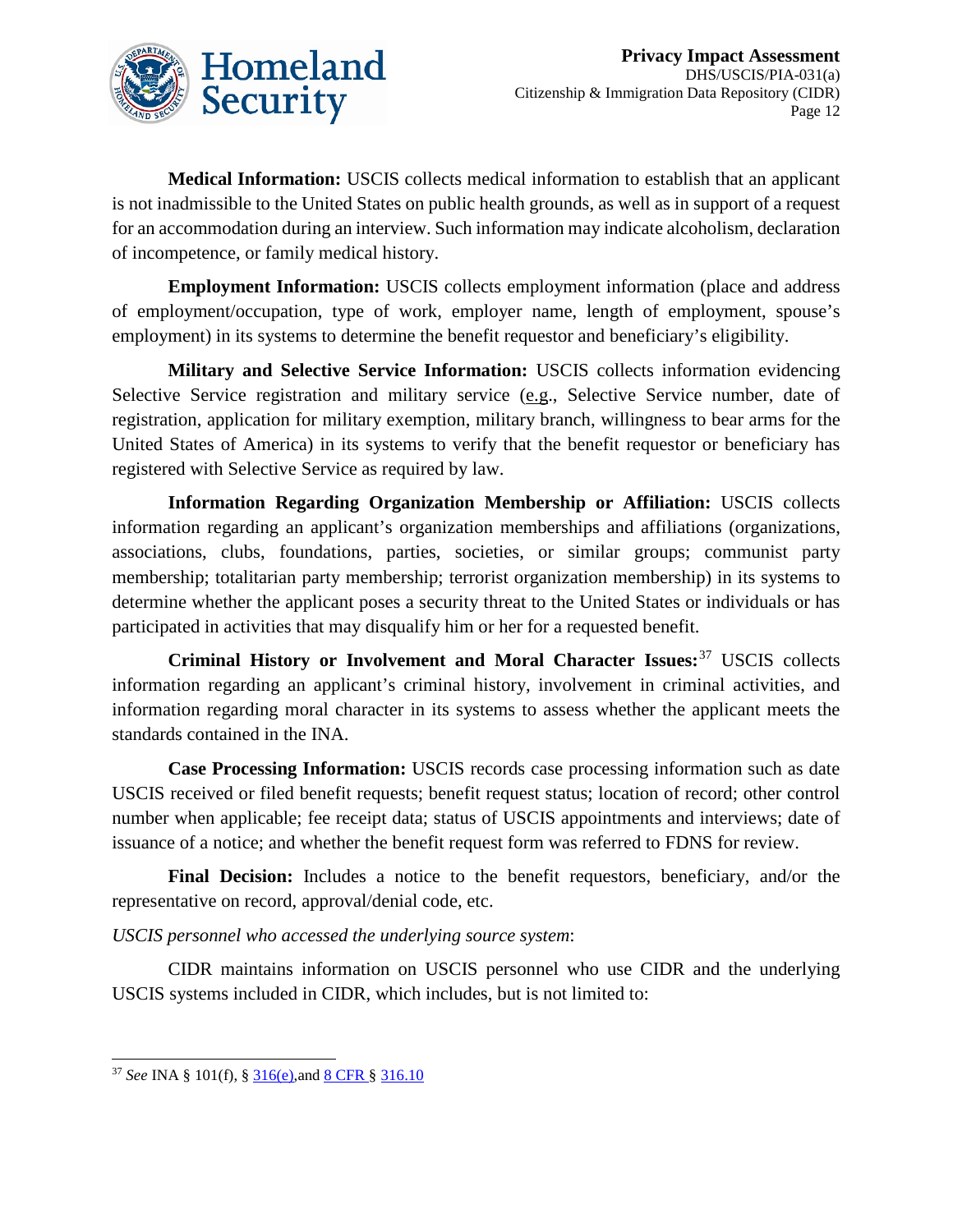**Medical Information:** USCIS collects medical information to establish that an applicant is not inadmissible to the United States on public health grounds, as well as in support of a request for an accommodation during an interview. Such information may indicate alcoholism, declaration of incompetence, or family medical history.

**Employment Information:** USCIS collects employment information (place and address of employment/occupation, type of work, employer name, length of employment, spouse's employment) in its systems to determine the benefit requestor and beneficiary's eligibility.

**Military and Selective Service Information:** USCIS collects information evidencing Selective Service registration and military service (e.g., Selective Service number, date of registration, application for military exemption, military branch, willingness to bear arms for the United States of America) in its systems to verify that the benefit requestor or beneficiary has registered with Selective Service as required by law.

**Information Regarding Organization Membership or Affiliation:** USCIS collects information regarding an applicant's organization memberships and affiliations (organizations, associations, clubs, foundations, parties, societies, or similar groups; communist party membership; totalitarian party membership; terrorist organization membership) in its systems to determine whether the applicant poses a security threat to the United States or individuals or has participated in activities that may disqualify him or her for a requested benefit.

**Criminal History or Involvement and Moral Character Issues:**[37] USCIS collects information regarding an applicant's criminal history, involvement in criminal activities, and information regarding moral character in its systems to assess whether the applicant meets the standards contained in the INA.

**Case Processing Information:** USCIS records case processing information such as date USCIS received or filed benefit requests; benefit request status; location of record; other control number when applicable; fee receipt data; status of USCIS appointments and interviews; date of issuance of a notice; and whether the benefit request form was referred to FDNS for review.

**Final Decision:** Includes a notice to the benefit requestors, beneficiary, and/or the representative on record, approval/denial code, etc.

*USCIS personnel who accessed the underlying source system*:

CIDR maintains information on USCIS personnel who use CIDR and the underlying USCIS systems included in CIDR, which includes, but is not limited to:

---

[37] *See* INA § 101(f), § 316(e), and 8 CFR § 316.10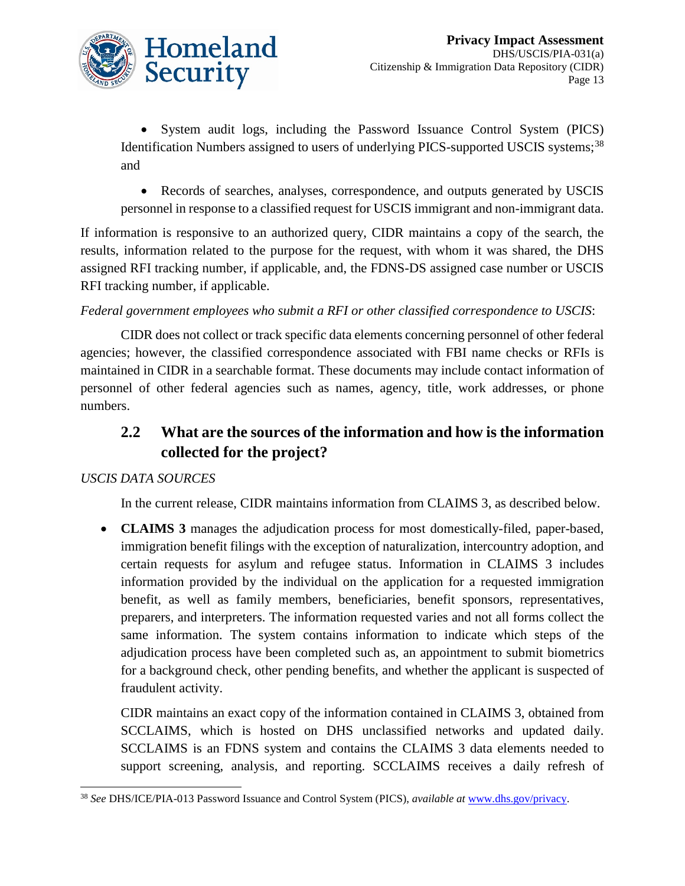- System audit logs, including the Password Issuance Control System (PICS) Identification Numbers assigned to users of underlying PICS-supported USCIS systems;[38] and

- Records of searches, analyses, correspondence, and outputs generated by USCIS personnel in response to a classified request for USCIS immigrant and non-immigrant data.

If information is responsive to an authorized query, CIDR maintains a copy of the search, the results, information related to the purpose for the request, with whom it was shared, the DHS assigned RFI tracking number, if applicable, and, the FDNS-DS assigned case number or USCIS RFI tracking number, if applicable.

*Federal government employees who submit a RFI or other classified correspondence to USCIS*:

CIDR does not collect or track specific data elements concerning personnel of other federal agencies; however, the classified correspondence associated with FBI name checks or RFIs is maintained in CIDR in a searchable format. These documents may include contact information of personnel of other federal agencies such as names, agency, title, work addresses, or phone numbers.

## 2.2 What are the sources of the information and how is the information collected for the project?

*USCIS DATA SOURCES*

In the current release, CIDR maintains information from CLAIMS 3, as described below.

- **CLAIMS 3** manages the adjudication process for most domestically-filed, paper-based, immigration benefit filings with the exception of naturalization, intercountry adoption, and certain requests for asylum and refugee status. Information in CLAIMS 3 includes information provided by the individual on the application for a requested immigration benefit, as well as family members, beneficiaries, benefit sponsors, representatives, preparers, and interpreters. The information requested varies and not all forms collect the same information. The system contains information to indicate which steps of the adjudication process have been completed such as, an appointment to submit biometrics for a background check, other pending benefits, and whether the applicant is suspected of fraudulent activity.

  CIDR maintains an exact copy of the information contained in CLAIMS 3, obtained from SCCLAIMS, which is hosted on DHS unclassified networks and updated daily. SCCLAIMS is an FDNS system and contains the CLAIMS 3 data elements needed to support screening, analysis, and reporting. SCCLAIMS receives a daily refresh of

[38] *See* DHS/ICE/PIA-013 Password Issuance and Control System (PICS), *available at* www.dhs.gov/privacy.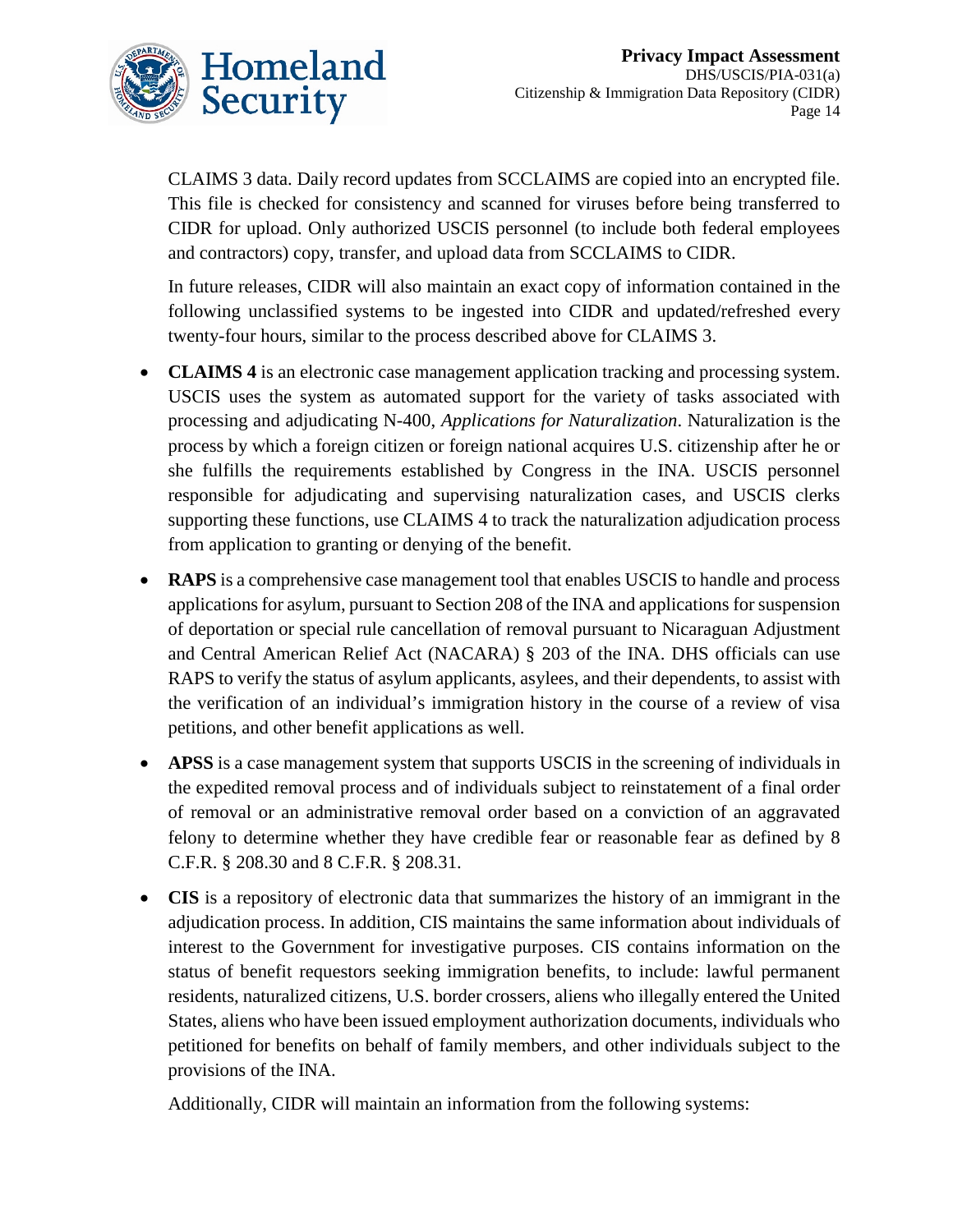CLAIMS 3 data. Daily record updates from SCCLAIMS are copied into an encrypted file. This file is checked for consistency and scanned for viruses before being transferred to CIDR for upload. Only authorized USCIS personnel (to include both federal employees and contractors) copy, transfer, and upload data from SCCLAIMS to CIDR.

In future releases, CIDR will also maintain an exact copy of information contained in the following unclassified systems to be ingested into CIDR and updated/refreshed every twenty-four hours, similar to the process described above for CLAIMS 3.

- **CLAIMS 4** is an electronic case management application tracking and processing system. USCIS uses the system as automated support for the variety of tasks associated with processing and adjudicating N-400, *Applications for Naturalization*. Naturalization is the process by which a foreign citizen or foreign national acquires U.S. citizenship after he or she fulfills the requirements established by Congress in the INA. USCIS personnel responsible for adjudicating and supervising naturalization cases, and USCIS clerks supporting these functions, use CLAIMS 4 to track the naturalization adjudication process from application to granting or denying of the benefit.
- **RAPS** is a comprehensive case management tool that enables USCIS to handle and process applications for asylum, pursuant to Section 208 of the INA and applications for suspension of deportation or special rule cancellation of removal pursuant to Nicaraguan Adjustment and Central American Relief Act (NACARA) § 203 of the INA. DHS officials can use RAPS to verify the status of asylum applicants, asylees, and their dependents, to assist with the verification of an individual's immigration history in the course of a review of visa petitions, and other benefit applications as well.
- **APSS** is a case management system that supports USCIS in the screening of individuals in the expedited removal process and of individuals subject to reinstatement of a final order of removal or an administrative removal order based on a conviction of an aggravated felony to determine whether they have credible fear or reasonable fear as defined by 8 C.F.R. § 208.30 and 8 C.F.R. § 208.31.
- **CIS** is a repository of electronic data that summarizes the history of an immigrant in the adjudication process. In addition, CIS maintains the same information about individuals of interest to the Government for investigative purposes. CIS contains information on the status of benefit requestors seeking immigration benefits, to include: lawful permanent residents, naturalized citizens, U.S. border crossers, aliens who illegally entered the United States, aliens who have been issued employment authorization documents, individuals who petitioned for benefits on behalf of family members, and other individuals subject to the provisions of the INA.

Additionally, CIDR will maintain an information from the following systems: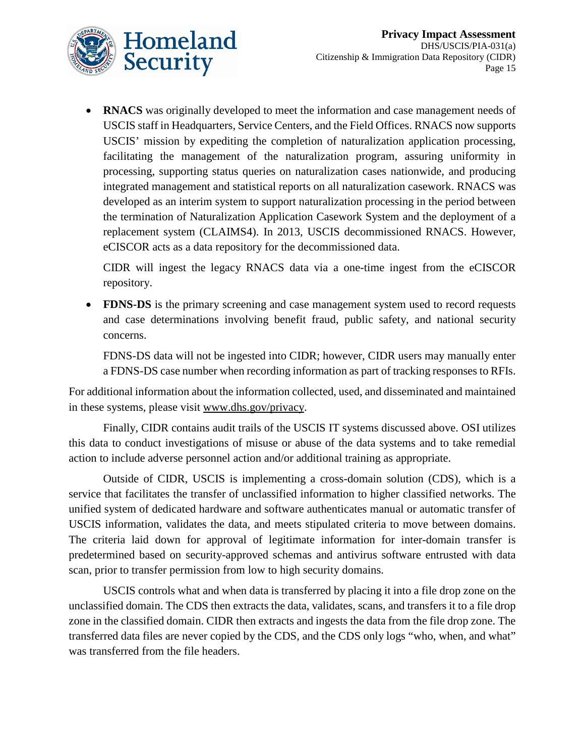- **RNACS** was originally developed to meet the information and case management needs of USCIS staff in Headquarters, Service Centers, and the Field Offices. RNACS now supports USCIS' mission by expediting the completion of naturalization application processing, facilitating the management of the naturalization program, assuring uniformity in processing, supporting status queries on naturalization cases nationwide, and producing integrated management and statistical reports on all naturalization casework. RNACS was developed as an interim system to support naturalization processing in the period between the termination of Naturalization Application Casework System and the deployment of a replacement system (CLAIMS4). In 2013, USCIS decommissioned RNACS. However, eCISCOR acts as a data repository for the decommissioned data.

  CIDR will ingest the legacy RNACS data via a one-time ingest from the eCISCOR repository.

- **FDNS-DS** is the primary screening and case management system used to record requests and case determinations involving benefit fraud, public safety, and national security concerns.

  FDNS-DS data will not be ingested into CIDR; however, CIDR users may manually enter a FDNS-DS case number when recording information as part of tracking responses to RFIs.

For additional information about the information collected, used, and disseminated and maintained in these systems, please visit www.dhs.gov/privacy.

Finally, CIDR contains audit trails of the USCIS IT systems discussed above. OSI utilizes this data to conduct investigations of misuse or abuse of the data systems and to take remedial action to include adverse personnel action and/or additional training as appropriate.

Outside of CIDR, USCIS is implementing a cross-domain solution (CDS), which is a service that facilitates the transfer of unclassified information to higher classified networks. The unified system of dedicated hardware and software authenticates manual or automatic transfer of USCIS information, validates the data, and meets stipulated criteria to move between domains. The criteria laid down for approval of legitimate information for inter-domain transfer is predetermined based on security-approved schemas and antivirus software entrusted with data scan, prior to transfer permission from low to high security domains.

USCIS controls what and when data is transferred by placing it into a file drop zone on the unclassified domain. The CDS then extracts the data, validates, scans, and transfers it to a file drop zone in the classified domain. CIDR then extracts and ingests the data from the file drop zone. The transferred data files are never copied by the CDS, and the CDS only logs "who, when, and what" was transferred from the file headers.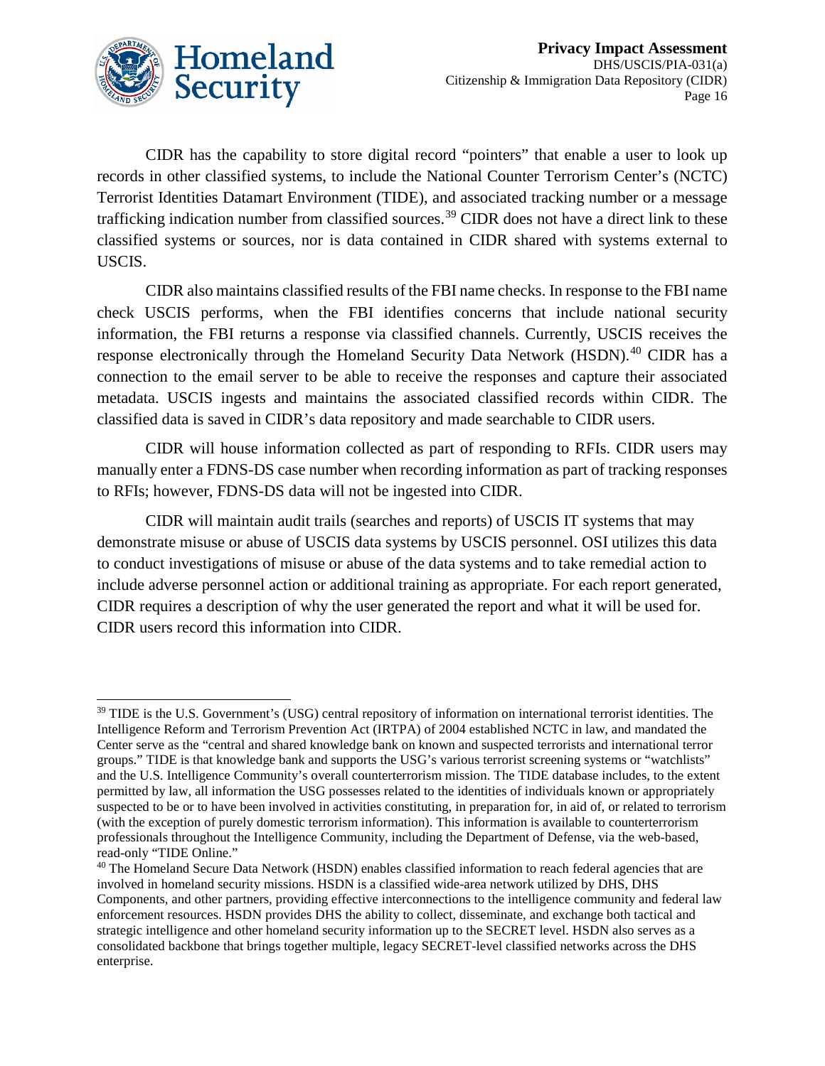CIDR has the capability to store digital record "pointers" that enable a user to look up records in other classified systems, to include the National Counter Terrorism Center's (NCTC) Terrorist Identities Datamart Environment (TIDE), and associated tracking number or a message trafficking indication number from classified sources.[39] CIDR does not have a direct link to these classified systems or sources, nor is data contained in CIDR shared with systems external to USCIS.

CIDR also maintains classified results of the FBI name checks. In response to the FBI name check USCIS performs, when the FBI identifies concerns that include national security information, the FBI returns a response via classified channels. Currently, USCIS receives the response electronically through the Homeland Security Data Network (HSDN).[40] CIDR has a connection to the email server to be able to receive the responses and capture their associated metadata. USCIS ingests and maintains the associated classified records within CIDR. The classified data is saved in CIDR's data repository and made searchable to CIDR users.

CIDR will house information collected as part of responding to RFIs. CIDR users may manually enter a FDNS-DS case number when recording information as part of tracking responses to RFIs; however, FDNS-DS data will not be ingested into CIDR.

CIDR will maintain audit trails (searches and reports) of USCIS IT systems that may demonstrate misuse or abuse of USCIS data systems by USCIS personnel. OSI utilizes this data to conduct investigations of misuse or abuse of the data systems and to take remedial action to include adverse personnel action or additional training as appropriate. For each report generated, CIDR requires a description of why the user generated the report and what it will be used for. CIDR users record this information into CIDR.

---

[39] TIDE is the U.S. Government's (USG) central repository of information on international terrorist identities. The Intelligence Reform and Terrorism Prevention Act (IRTPA) of 2004 established NCTC in law, and mandated the Center serve as the "central and shared knowledge bank on known and suspected terrorists and international terror groups." TIDE is that knowledge bank and supports the USG's various terrorist screening systems or "watchlists" and the U.S. Intelligence Community's overall counterterrorism mission. The TIDE database includes, to the extent permitted by law, all information the USG possesses related to the identities of individuals known or appropriately suspected to be or to have been involved in activities constituting, in preparation for, in aid of, or related to terrorism (with the exception of purely domestic terrorism information). This information is available to counterterrorism professionals throughout the Intelligence Community, including the Department of Defense, via the web-based, read-only "TIDE Online."

[40] The Homeland Secure Data Network (HSDN) enables classified information to reach federal agencies that are involved in homeland security missions. HSDN is a classified wide-area network utilized by DHS, DHS Components, and other partners, providing effective interconnections to the intelligence community and federal law enforcement resources. HSDN provides DHS the ability to collect, disseminate, and exchange both tactical and strategic intelligence and other homeland security information up to the SECRET level. HSDN also serves as a consolidated backbone that brings together multiple, legacy SECRET-level classified networks across the DHS enterprise.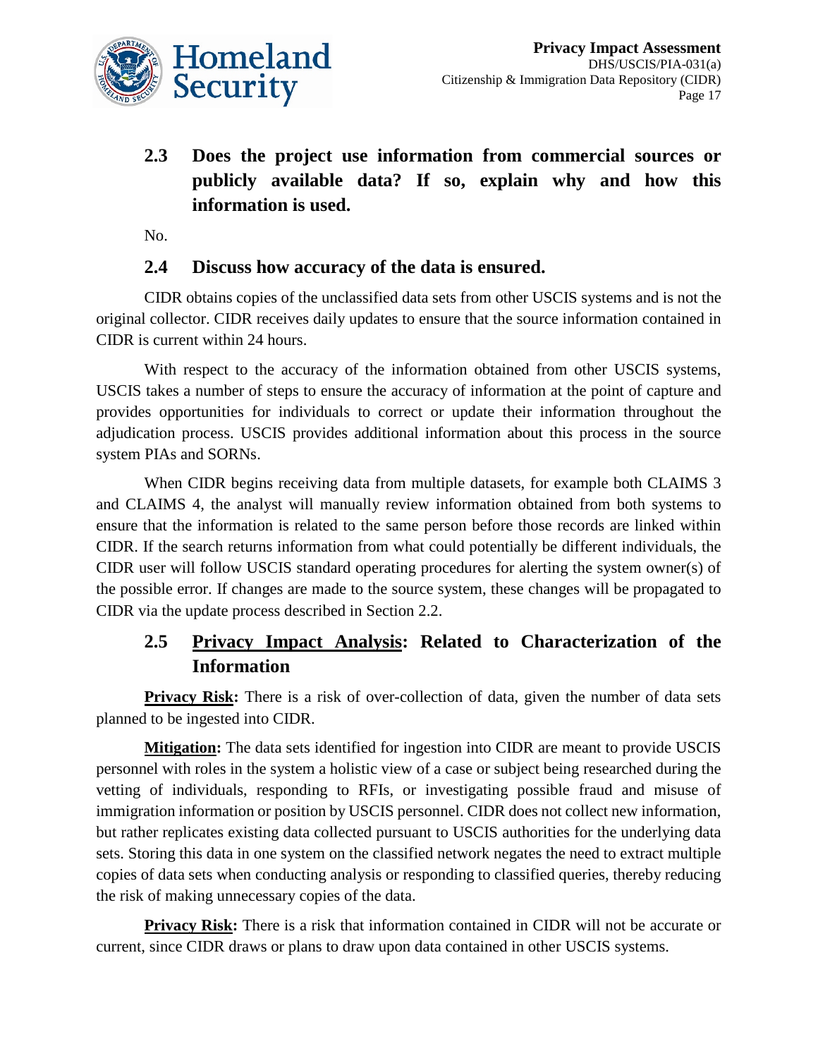## 2.3 Does the project use information from commercial sources or publicly available data? If so, explain why and how this information is used.

No.

## 2.4 Discuss how accuracy of the data is ensured.

CIDR obtains copies of the unclassified data sets from other USCIS systems and is not the original collector. CIDR receives daily updates to ensure that the source information contained in CIDR is current within 24 hours.

With respect to the accuracy of the information obtained from other USCIS systems, USCIS takes a number of steps to ensure the accuracy of information at the point of capture and provides opportunities for individuals to correct or update their information throughout the adjudication process. USCIS provides additional information about this process in the source system PIAs and SORNs.

When CIDR begins receiving data from multiple datasets, for example both CLAIMS 3 and CLAIMS 4, the analyst will manually review information obtained from both systems to ensure that the information is related to the same person before those records are linked within CIDR. If the search returns information from what could potentially be different individuals, the CIDR user will follow USCIS standard operating procedures for alerting the system owner(s) of the possible error. If changes are made to the source system, these changes will be propagated to CIDR via the update process described in Section 2.2.

## 2.5 <u>Privacy Impact Analysis</u>: Related to Characterization of the Information

**<u>Privacy Risk</u>:** There is a risk of over-collection of data, given the number of data sets planned to be ingested into CIDR.

**<u>Mitigation</u>:** The data sets identified for ingestion into CIDR are meant to provide USCIS personnel with roles in the system a holistic view of a case or subject being researched during the vetting of individuals, responding to RFIs, or investigating possible fraud and misuse of immigration information or position by USCIS personnel. CIDR does not collect new information, but rather replicates existing data collected pursuant to USCIS authorities for the underlying data sets. Storing this data in one system on the classified network negates the need to extract multiple copies of data sets when conducting analysis or responding to classified queries, thereby reducing the risk of making unnecessary copies of the data.

**<u>Privacy Risk</u>:** There is a risk that information contained in CIDR will not be accurate or current, since CIDR draws or plans to draw upon data contained in other USCIS systems.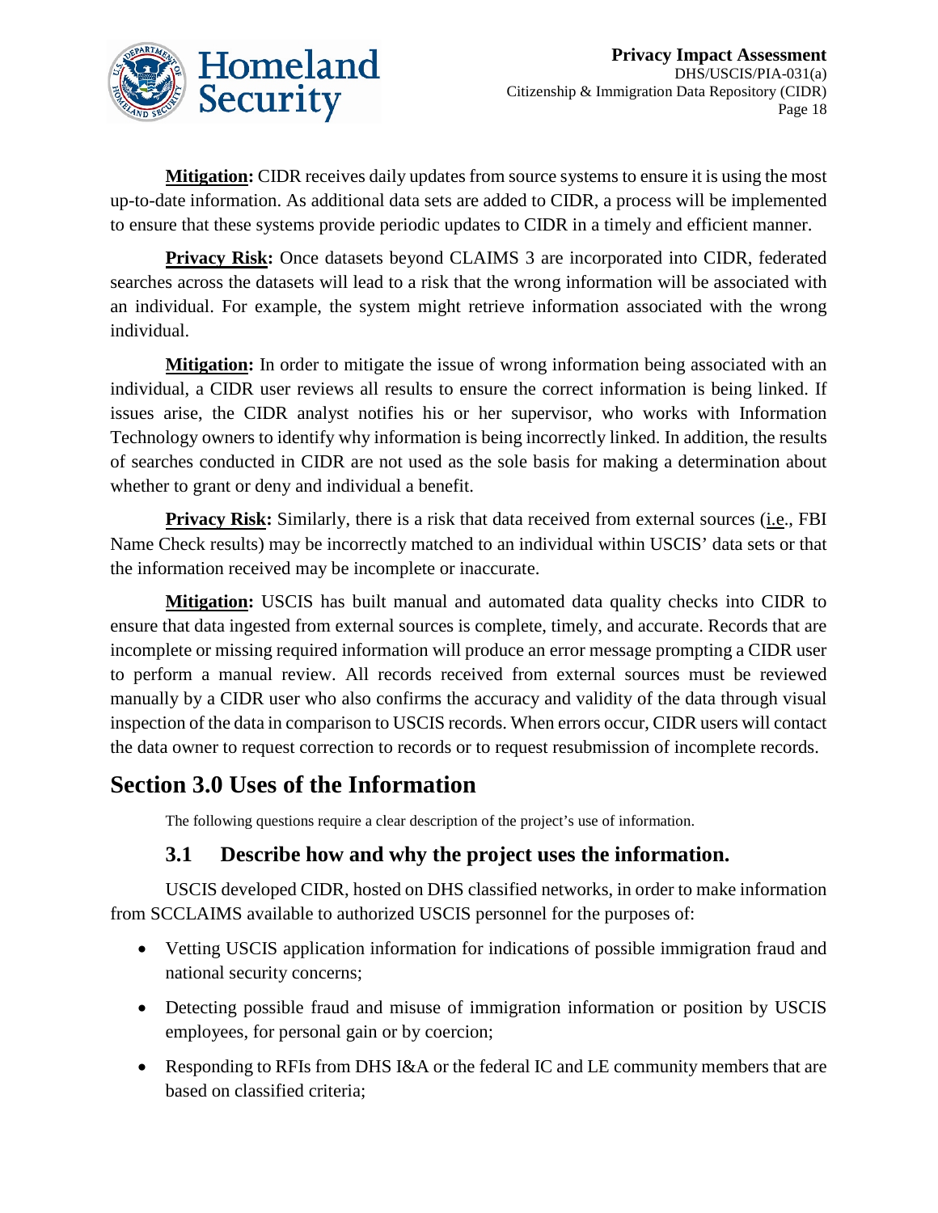**Mitigation:** CIDR receives daily updates from source systems to ensure it is using the most up-to-date information. As additional data sets are added to CIDR, a process will be implemented to ensure that these systems provide periodic updates to CIDR in a timely and efficient manner.

**Privacy Risk:** Once datasets beyond CLAIMS 3 are incorporated into CIDR, federated searches across the datasets will lead to a risk that the wrong information will be associated with an individual. For example, the system might retrieve information associated with the wrong individual.

**Mitigation:** In order to mitigate the issue of wrong information being associated with an individual, a CIDR user reviews all results to ensure the correct information is being linked. If issues arise, the CIDR analyst notifies his or her supervisor, who works with Information Technology owners to identify why information is being incorrectly linked. In addition, the results of searches conducted in CIDR are not used as the sole basis for making a determination about whether to grant or deny and individual a benefit.

**Privacy Risk:** Similarly, there is a risk that data received from external sources (i.e., FBI Name Check results) may be incorrectly matched to an individual within USCIS' data sets or that the information received may be incomplete or inaccurate.

**Mitigation:** USCIS has built manual and automated data quality checks into CIDR to ensure that data ingested from external sources is complete, timely, and accurate. Records that are incomplete or missing required information will produce an error message prompting a CIDR user to perform a manual review. All records received from external sources must be reviewed manually by a CIDR user who also confirms the accuracy and validity of the data through visual inspection of the data in comparison to USCIS records. When errors occur, CIDR users will contact the data owner to request correction to records or to request resubmission of incomplete records.

## Section 3.0 Uses of the Information

The following questions require a clear description of the project's use of information.

### 3.1 Describe how and why the project uses the information.

USCIS developed CIDR, hosted on DHS classified networks, in order to make information from SCCLAIMS available to authorized USCIS personnel for the purposes of:

- Vetting USCIS application information for indications of possible immigration fraud and national security concerns;
- Detecting possible fraud and misuse of immigration information or position by USCIS employees, for personal gain or by coercion;
- Responding to RFIs from DHS I&A or the federal IC and LE community members that are based on classified criteria;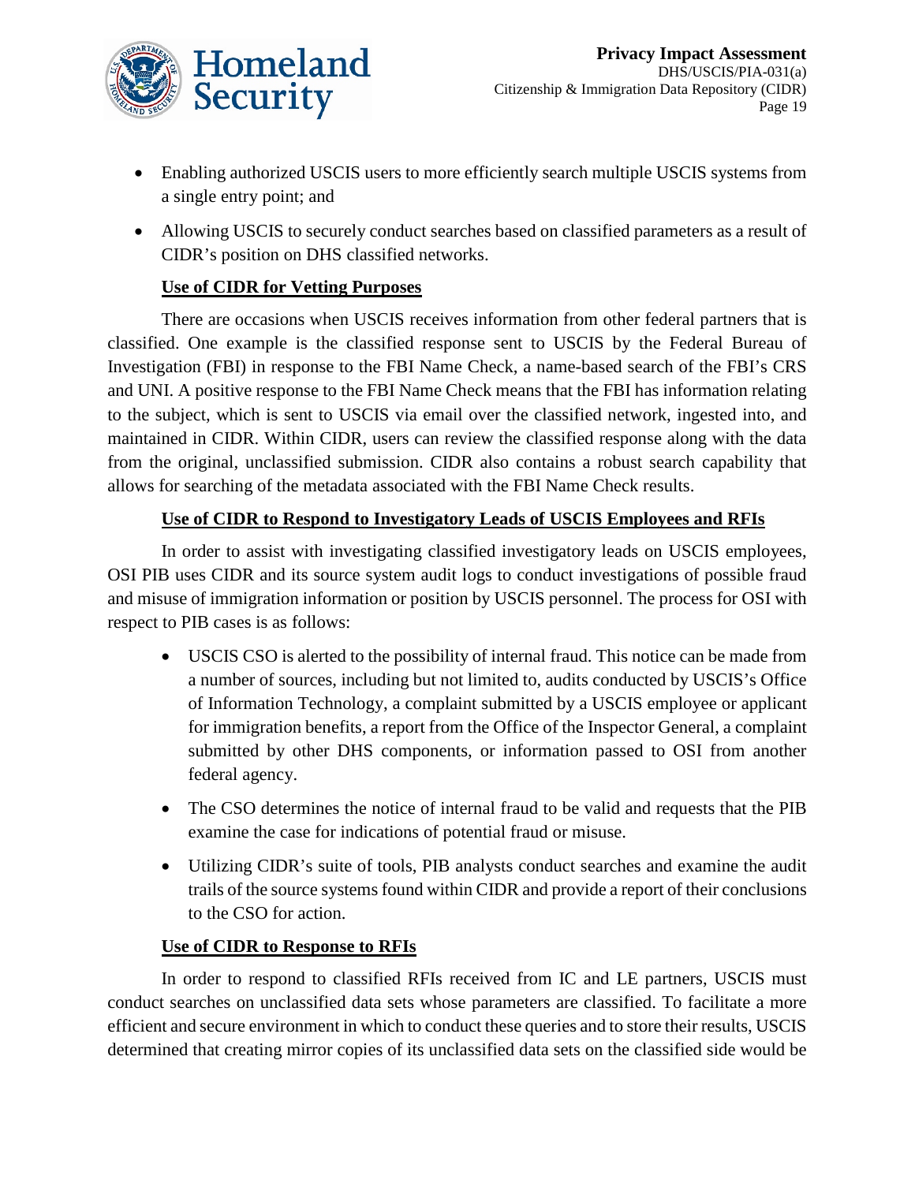- Enabling authorized USCIS users to more efficiently search multiple USCIS systems from a single entry point; and
- Allowing USCIS to securely conduct searches based on classified parameters as a result of CIDR's position on DHS classified networks.

**Use of CIDR for Vetting Purposes**

There are occasions when USCIS receives information from other federal partners that is classified. One example is the classified response sent to USCIS by the Federal Bureau of Investigation (FBI) in response to the FBI Name Check, a name-based search of the FBI's CRS and UNI. A positive response to the FBI Name Check means that the FBI has information relating to the subject, which is sent to USCIS via email over the classified network, ingested into, and maintained in CIDR. Within CIDR, users can review the classified response along with the data from the original, unclassified submission. CIDR also contains a robust search capability that allows for searching of the metadata associated with the FBI Name Check results.

**Use of CIDR to Respond to Investigatory Leads of USCIS Employees and RFIs**

In order to assist with investigating classified investigatory leads on USCIS employees, OSI PIB uses CIDR and its source system audit logs to conduct investigations of possible fraud and misuse of immigration information or position by USCIS personnel. The process for OSI with respect to PIB cases is as follows:

- USCIS CSO is alerted to the possibility of internal fraud. This notice can be made from a number of sources, including but not limited to, audits conducted by USCIS's Office of Information Technology, a complaint submitted by a USCIS employee or applicant for immigration benefits, a report from the Office of the Inspector General, a complaint submitted by other DHS components, or information passed to OSI from another federal agency.
- The CSO determines the notice of internal fraud to be valid and requests that the PIB examine the case for indications of potential fraud or misuse.
- Utilizing CIDR's suite of tools, PIB analysts conduct searches and examine the audit trails of the source systems found within CIDR and provide a report of their conclusions to the CSO for action.

**Use of CIDR to Response to RFIs**

In order to respond to classified RFIs received from IC and LE partners, USCIS must conduct searches on unclassified data sets whose parameters are classified. To facilitate a more efficient and secure environment in which to conduct these queries and to store their results, USCIS determined that creating mirror copies of its unclassified data sets on the classified side would be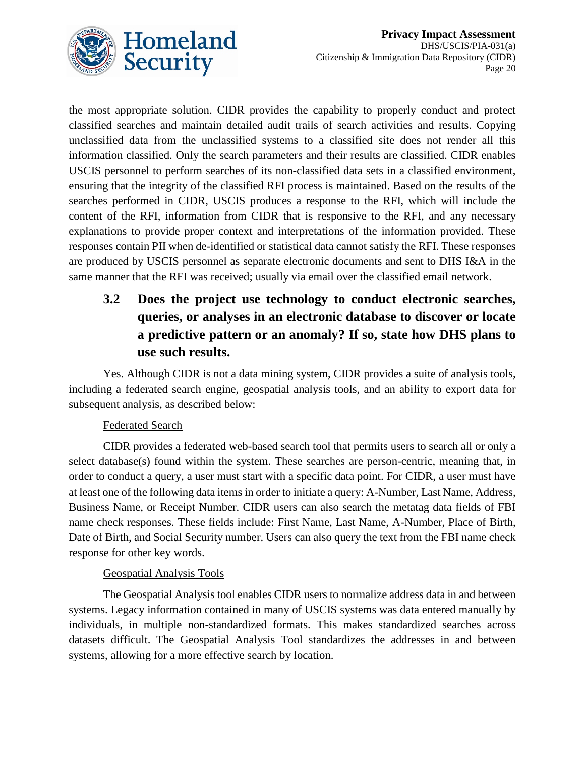the most appropriate solution. CIDR provides the capability to properly conduct and protect classified searches and maintain detailed audit trails of search activities and results. Copying unclassified data from the unclassified systems to a classified site does not render all this information classified. Only the search parameters and their results are classified. CIDR enables USCIS personnel to perform searches of its non-classified data sets in a classified environment, ensuring that the integrity of the classified RFI process is maintained. Based on the results of the searches performed in CIDR, USCIS produces a response to the RFI, which will include the content of the RFI, information from CIDR that is responsive to the RFI, and any necessary explanations to provide proper context and interpretations of the information provided. These responses contain PII when de-identified or statistical data cannot satisfy the RFI. These responses are produced by USCIS personnel as separate electronic documents and sent to DHS I&A in the same manner that the RFI was received; usually via email over the classified email network.

## 3.2 Does the project use technology to conduct electronic searches, queries, or analyses in an electronic database to discover or locate a predictive pattern or an anomaly? If so, state how DHS plans to use such results.

Yes. Although CIDR is not a data mining system, CIDR provides a suite of analysis tools, including a federated search engine, geospatial analysis tools, and an ability to export data for subsequent analysis, as described below:

Federated Search

CIDR provides a federated web-based search tool that permits users to search all or only a select database(s) found within the system. These searches are person-centric, meaning that, in order to conduct a query, a user must start with a specific data point. For CIDR, a user must have at least one of the following data items in order to initiate a query: A-Number, Last Name, Address, Business Name, or Receipt Number. CIDR users can also search the metatag data fields of FBI name check responses. These fields include: First Name, Last Name, A-Number, Place of Birth, Date of Birth, and Social Security number. Users can also query the text from the FBI name check response for other key words.

Geospatial Analysis Tools

The Geospatial Analysis tool enables CIDR users to normalize address data in and between systems. Legacy information contained in many of USCIS systems was data entered manually by individuals, in multiple non-standardized formats. This makes standardized searches across datasets difficult. The Geospatial Analysis Tool standardizes the addresses in and between systems, allowing for a more effective search by location.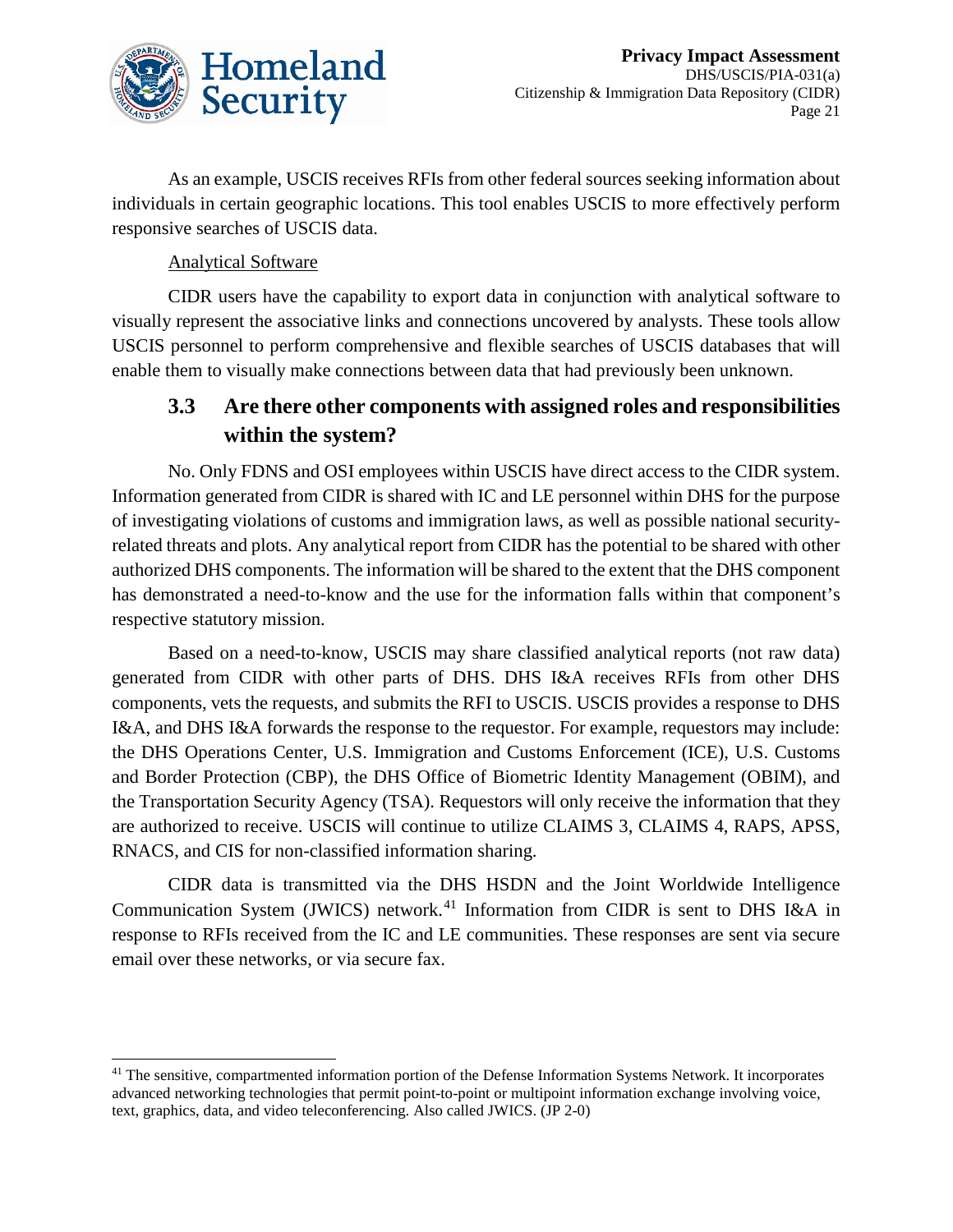As an example, USCIS receives RFIs from other federal sources seeking information about individuals in certain geographic locations. This tool enables USCIS to more effectively perform responsive searches of USCIS data.

Analytical Software

CIDR users have the capability to export data in conjunction with analytical software to visually represent the associative links and connections uncovered by analysts. These tools allow USCIS personnel to perform comprehensive and flexible searches of USCIS databases that will enable them to visually make connections between data that had previously been unknown.

## 3.3 Are there other components with assigned roles and responsibilities within the system?

No. Only FDNS and OSI employees within USCIS have direct access to the CIDR system. Information generated from CIDR is shared with IC and LE personnel within DHS for the purpose of investigating violations of customs and immigration laws, as well as possible national security-related threats and plots. Any analytical report from CIDR has the potential to be shared with other authorized DHS components. The information will be shared to the extent that the DHS component has demonstrated a need-to-know and the use for the information falls within that component's respective statutory mission.

Based on a need-to-know, USCIS may share classified analytical reports (not raw data) generated from CIDR with other parts of DHS. DHS I&A receives RFIs from other DHS components, vets the requests, and submits the RFI to USCIS. USCIS provides a response to DHS I&A, and DHS I&A forwards the response to the requestor. For example, requestors may include: the DHS Operations Center, U.S. Immigration and Customs Enforcement (ICE), U.S. Customs and Border Protection (CBP), the DHS Office of Biometric Identity Management (OBIM), and the Transportation Security Agency (TSA). Requestors will only receive the information that they are authorized to receive. USCIS will continue to utilize CLAIMS 3, CLAIMS 4, RAPS, APSS, RNACS, and CIS for non-classified information sharing.

CIDR data is transmitted via the DHS HSDN and the Joint Worldwide Intelligence Communication System (JWICS) network.[41] Information from CIDR is sent to DHS I&A in response to RFIs received from the IC and LE communities. These responses are sent via secure email over these networks, or via secure fax.

---

[41] The sensitive, compartmented information portion of the Defense Information Systems Network. It incorporates advanced networking technologies that permit point-to-point or multipoint information exchange involving voice, text, graphics, data, and video teleconferencing. Also called JWICS. (JP 2-0)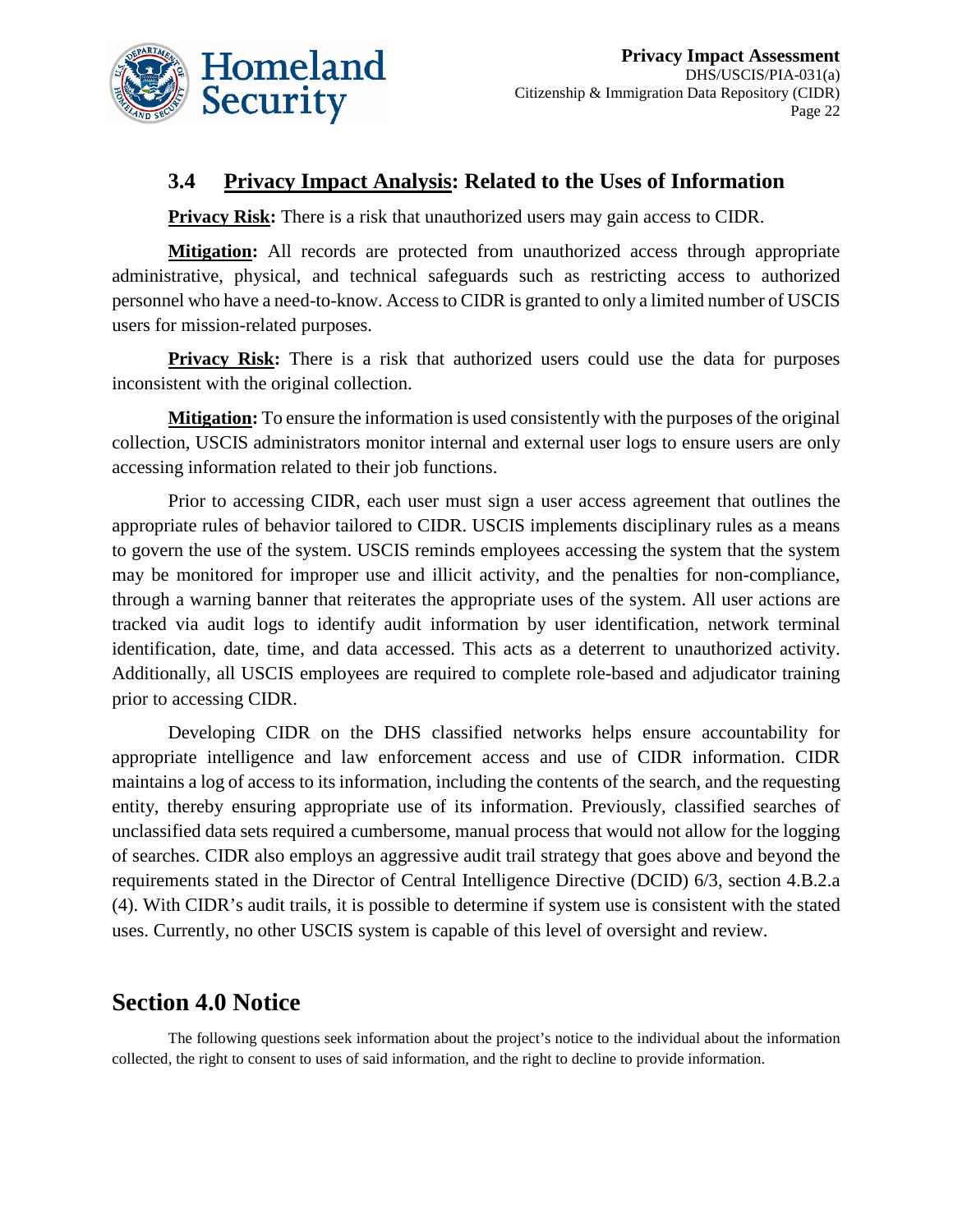### 3.4 Privacy Impact Analysis: Related to the Uses of Information

**Privacy Risk:** There is a risk that unauthorized users may gain access to CIDR.

**Mitigation:** All records are protected from unauthorized access through appropriate administrative, physical, and technical safeguards such as restricting access to authorized personnel who have a need-to-know. Access to CIDR is granted to only a limited number of USCIS users for mission-related purposes.

**Privacy Risk:** There is a risk that authorized users could use the data for purposes inconsistent with the original collection.

**Mitigation:** To ensure the information is used consistently with the purposes of the original collection, USCIS administrators monitor internal and external user logs to ensure users are only accessing information related to their job functions.

Prior to accessing CIDR, each user must sign a user access agreement that outlines the appropriate rules of behavior tailored to CIDR. USCIS implements disciplinary rules as a means to govern the use of the system. USCIS reminds employees accessing the system that the system may be monitored for improper use and illicit activity, and the penalties for non-compliance, through a warning banner that reiterates the appropriate uses of the system. All user actions are tracked via audit logs to identify audit information by user identification, network terminal identification, date, time, and data accessed. This acts as a deterrent to unauthorized activity. Additionally, all USCIS employees are required to complete role-based and adjudicator training prior to accessing CIDR.

Developing CIDR on the DHS classified networks helps ensure accountability for appropriate intelligence and law enforcement access and use of CIDR information. CIDR maintains a log of access to its information, including the contents of the search, and the requesting entity, thereby ensuring appropriate use of its information. Previously, classified searches of unclassified data sets required a cumbersome, manual process that would not allow for the logging of searches. CIDR also employs an aggressive audit trail strategy that goes above and beyond the requirements stated in the Director of Central Intelligence Directive (DCID) 6/3, section 4.B.2.a (4). With CIDR's audit trails, it is possible to determine if system use is consistent with the stated uses. Currently, no other USCIS system is capable of this level of oversight and review.

## Section 4.0 Notice

The following questions seek information about the project's notice to the individual about the information collected, the right to consent to uses of said information, and the right to decline to provide information.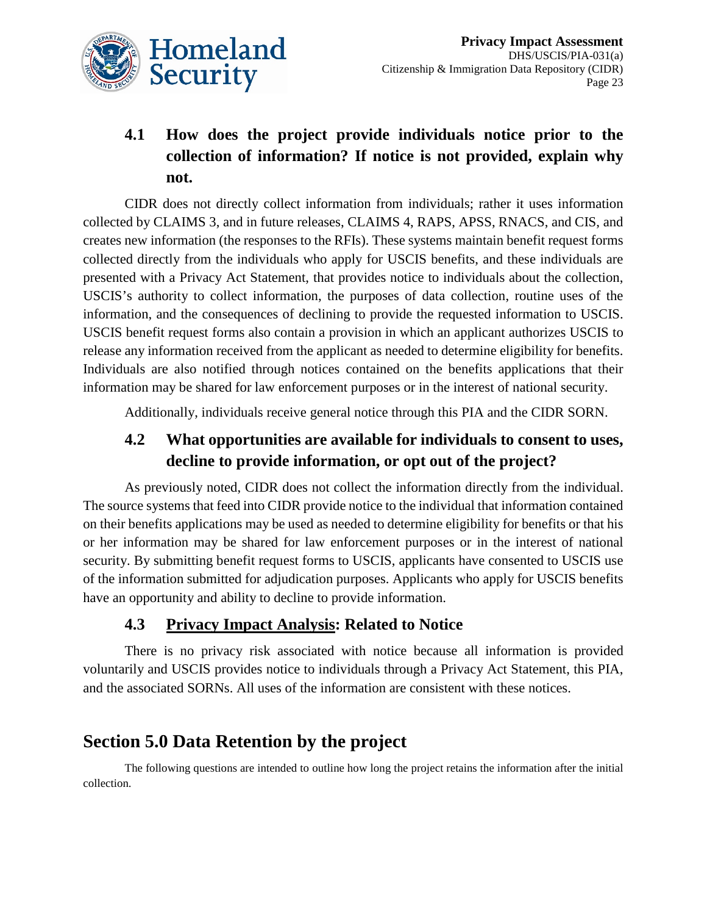### 4.1 How does the project provide individuals notice prior to the collection of information? If notice is not provided, explain why not.

CIDR does not directly collect information from individuals; rather it uses information collected by CLAIMS 3, and in future releases, CLAIMS 4, RAPS, APSS, RNACS, and CIS, and creates new information (the responses to the RFIs). These systems maintain benefit request forms collected directly from the individuals who apply for USCIS benefits, and these individuals are presented with a Privacy Act Statement, that provides notice to individuals about the collection, USCIS's authority to collect information, the purposes of data collection, routine uses of the information, and the consequences of declining to provide the requested information to USCIS. USCIS benefit request forms also contain a provision in which an applicant authorizes USCIS to release any information received from the applicant as needed to determine eligibility for benefits. Individuals are also notified through notices contained on the benefits applications that their information may be shared for law enforcement purposes or in the interest of national security.

Additionally, individuals receive general notice through this PIA and the CIDR SORN.

### 4.2 What opportunities are available for individuals to consent to uses, decline to provide information, or opt out of the project?

As previously noted, CIDR does not collect the information directly from the individual. The source systems that feed into CIDR provide notice to the individual that information contained on their benefits applications may be used as needed to determine eligibility for benefits or that his or her information may be shared for law enforcement purposes or in the interest of national security. By submitting benefit request forms to USCIS, applicants have consented to USCIS use of the information submitted for adjudication purposes. Applicants who apply for USCIS benefits have an opportunity and ability to decline to provide information.

### 4.3 Privacy Impact Analysis: Related to Notice

There is no privacy risk associated with notice because all information is provided voluntarily and USCIS provides notice to individuals through a Privacy Act Statement, this PIA, and the associated SORNs. All uses of the information are consistent with these notices.

## Section 5.0 Data Retention by the project

The following questions are intended to outline how long the project retains the information after the initial collection.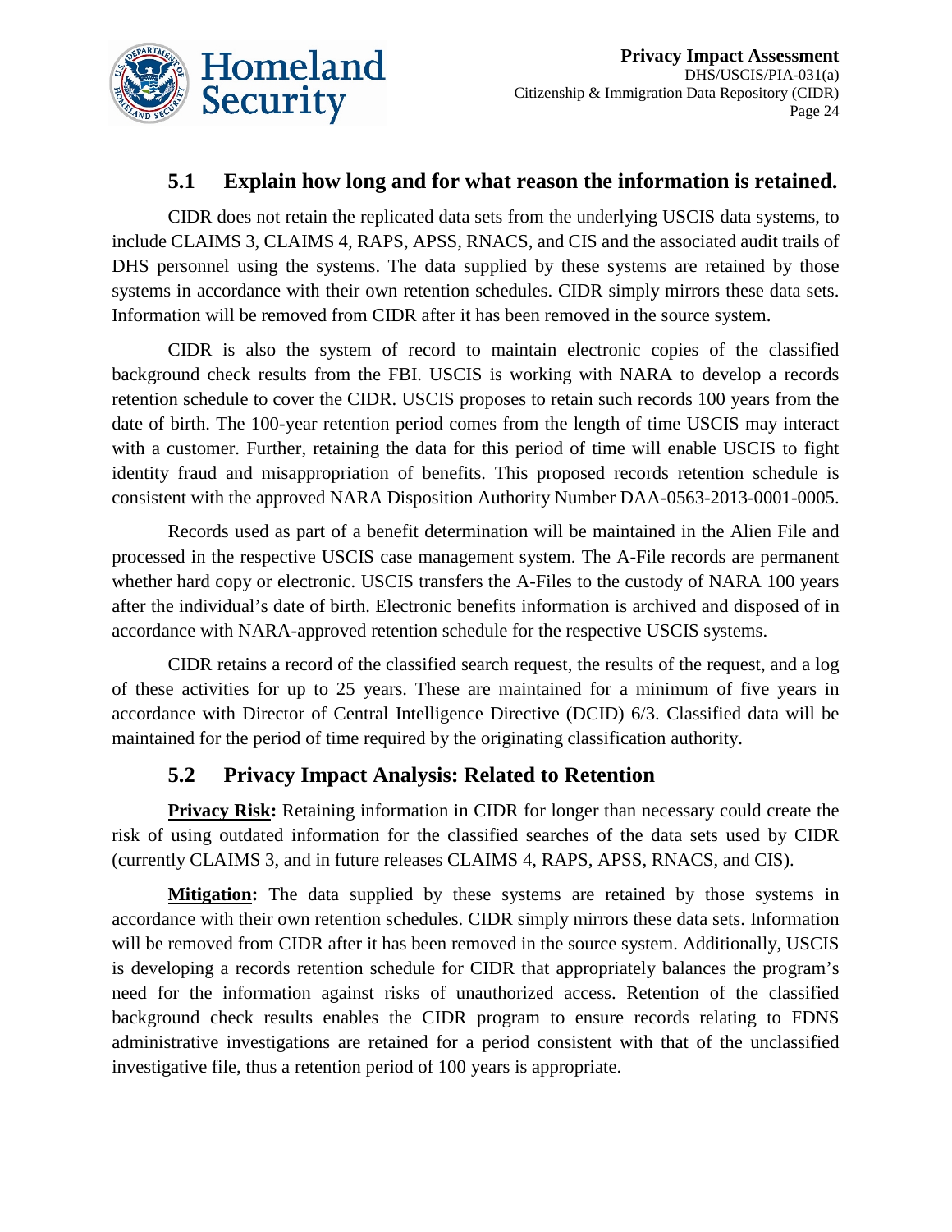### 5.1 Explain how long and for what reason the information is retained.

CIDR does not retain the replicated data sets from the underlying USCIS data systems, to include CLAIMS 3, CLAIMS 4, RAPS, APSS, RNACS, and CIS and the associated audit trails of DHS personnel using the systems. The data supplied by these systems are retained by those systems in accordance with their own retention schedules. CIDR simply mirrors these data sets. Information will be removed from CIDR after it has been removed in the source system.

CIDR is also the system of record to maintain electronic copies of the classified background check results from the FBI. USCIS is working with NARA to develop a records retention schedule to cover the CIDR. USCIS proposes to retain such records 100 years from the date of birth. The 100-year retention period comes from the length of time USCIS may interact with a customer. Further, retaining the data for this period of time will enable USCIS to fight identity fraud and misappropriation of benefits. This proposed records retention schedule is consistent with the approved NARA Disposition Authority Number DAA-0563-2013-0001-0005.

Records used as part of a benefit determination will be maintained in the Alien File and processed in the respective USCIS case management system. The A-File records are permanent whether hard copy or electronic. USCIS transfers the A-Files to the custody of NARA 100 years after the individual's date of birth. Electronic benefits information is archived and disposed of in accordance with NARA-approved retention schedule for the respective USCIS systems.

CIDR retains a record of the classified search request, the results of the request, and a log of these activities for up to 25 years. These are maintained for a minimum of five years in accordance with Director of Central Intelligence Directive (DCID) 6/3. Classified data will be maintained for the period of time required by the originating classification authority.

### 5.2 Privacy Impact Analysis: Related to Retention

**Privacy Risk:** Retaining information in CIDR for longer than necessary could create the risk of using outdated information for the classified searches of the data sets used by CIDR (currently CLAIMS 3, and in future releases CLAIMS 4, RAPS, APSS, RNACS, and CIS).

**Mitigation:** The data supplied by these systems are retained by those systems in accordance with their own retention schedules. CIDR simply mirrors these data sets. Information will be removed from CIDR after it has been removed in the source system. Additionally, USCIS is developing a records retention schedule for CIDR that appropriately balances the program's need for the information against risks of unauthorized access. Retention of the classified background check results enables the CIDR program to ensure records relating to FDNS administrative investigations are retained for a period consistent with that of the unclassified investigative file, thus a retention period of 100 years is appropriate.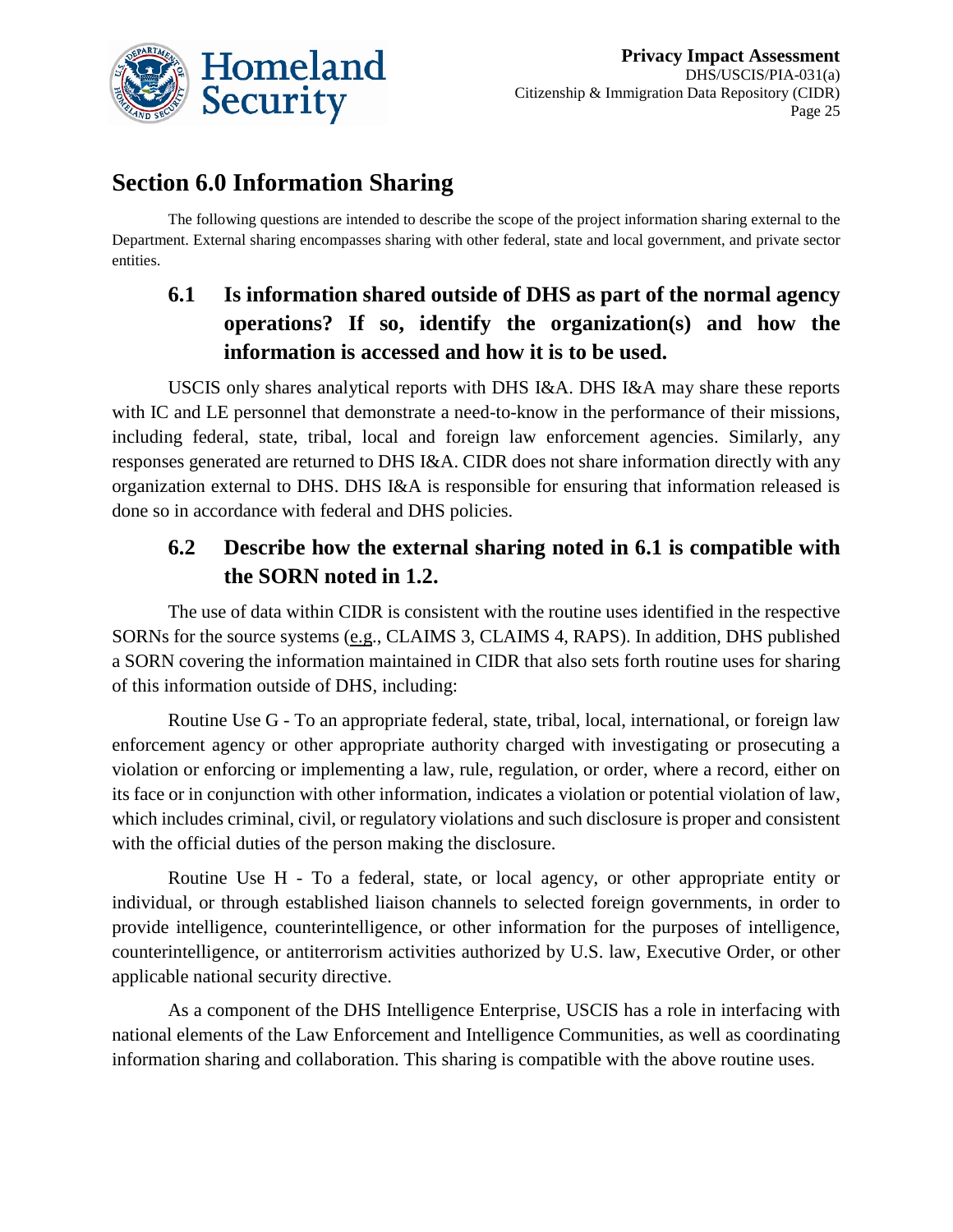## Section 6.0 Information Sharing

The following questions are intended to describe the scope of the project information sharing external to the Department. External sharing encompasses sharing with other federal, state and local government, and private sector entities.

### 6.1 Is information shared outside of DHS as part of the normal agency operations? If so, identify the organization(s) and how the information is accessed and how it is to be used.

USCIS only shares analytical reports with DHS I&A. DHS I&A may share these reports with IC and LE personnel that demonstrate a need-to-know in the performance of their missions, including federal, state, tribal, local and foreign law enforcement agencies. Similarly, any responses generated are returned to DHS I&A. CIDR does not share information directly with any organization external to DHS. DHS I&A is responsible for ensuring that information released is done so in accordance with federal and DHS policies.

### 6.2 Describe how the external sharing noted in 6.1 is compatible with the SORN noted in 1.2.

The use of data within CIDR is consistent with the routine uses identified in the respective SORNs for the source systems (e.g., CLAIMS 3, CLAIMS 4, RAPS). In addition, DHS published a SORN covering the information maintained in CIDR that also sets forth routine uses for sharing of this information outside of DHS, including:

Routine Use G - To an appropriate federal, state, tribal, local, international, or foreign law enforcement agency or other appropriate authority charged with investigating or prosecuting a violation or enforcing or implementing a law, rule, regulation, or order, where a record, either on its face or in conjunction with other information, indicates a violation or potential violation of law, which includes criminal, civil, or regulatory violations and such disclosure is proper and consistent with the official duties of the person making the disclosure.

Routine Use H - To a federal, state, or local agency, or other appropriate entity or individual, or through established liaison channels to selected foreign governments, in order to provide intelligence, counterintelligence, or other information for the purposes of intelligence, counterintelligence, or antiterrorism activities authorized by U.S. law, Executive Order, or other applicable national security directive.

As a component of the DHS Intelligence Enterprise, USCIS has a role in interfacing with national elements of the Law Enforcement and Intelligence Communities, as well as coordinating information sharing and collaboration. This sharing is compatible with the above routine uses.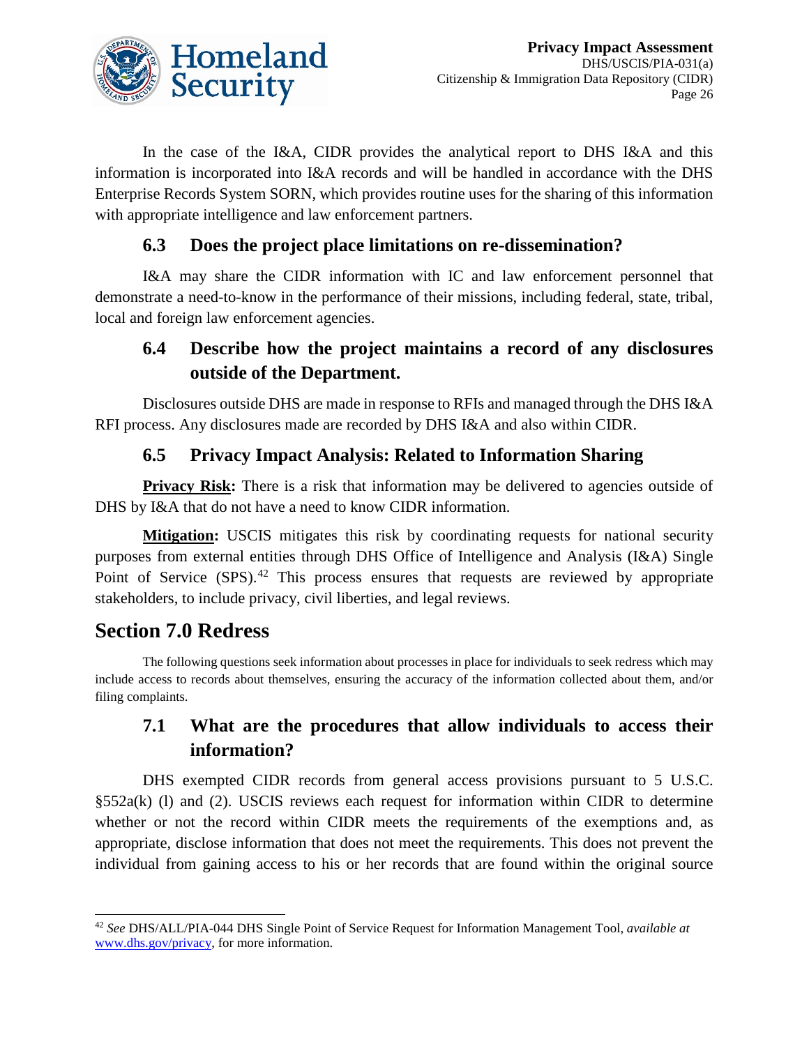In the case of the I&A, CIDR provides the analytical report to DHS I&A and this information is incorporated into I&A records and will be handled in accordance with the DHS Enterprise Records System SORN, which provides routine uses for the sharing of this information with appropriate intelligence and law enforcement partners.

### 6.3 Does the project place limitations on re-dissemination?

I&A may share the CIDR information with IC and law enforcement personnel that demonstrate a need-to-know in the performance of their missions, including federal, state, tribal, local and foreign law enforcement agencies.

### 6.4 Describe how the project maintains a record of any disclosures outside of the Department.

Disclosures outside DHS are made in response to RFIs and managed through the DHS I&A RFI process. Any disclosures made are recorded by DHS I&A and also within CIDR.

### 6.5 Privacy Impact Analysis: Related to Information Sharing

**Privacy Risk:** There is a risk that information may be delivered to agencies outside of DHS by I&A that do not have a need to know CIDR information.

**Mitigation:** USCIS mitigates this risk by coordinating requests for national security purposes from external entities through DHS Office of Intelligence and Analysis (I&A) Single Point of Service (SPS).[42] This process ensures that requests are reviewed by appropriate stakeholders, to include privacy, civil liberties, and legal reviews.

## Section 7.0 Redress

The following questions seek information about processes in place for individuals to seek redress which may include access to records about themselves, ensuring the accuracy of the information collected about them, and/or filing complaints.

### 7.1 What are the procedures that allow individuals to access their information?

DHS exempted CIDR records from general access provisions pursuant to 5 U.S.C. §552a(k) (l) and (2). USCIS reviews each request for information within CIDR to determine whether or not the record within CIDR meets the requirements of the exemptions and, as appropriate, disclose information that does not meet the requirements. This does not prevent the individual from gaining access to his or her records that are found within the original source

[42] *See* DHS/ALL/PIA-044 DHS Single Point of Service Request for Information Management Tool, *available at* www.dhs.gov/privacy, for more information.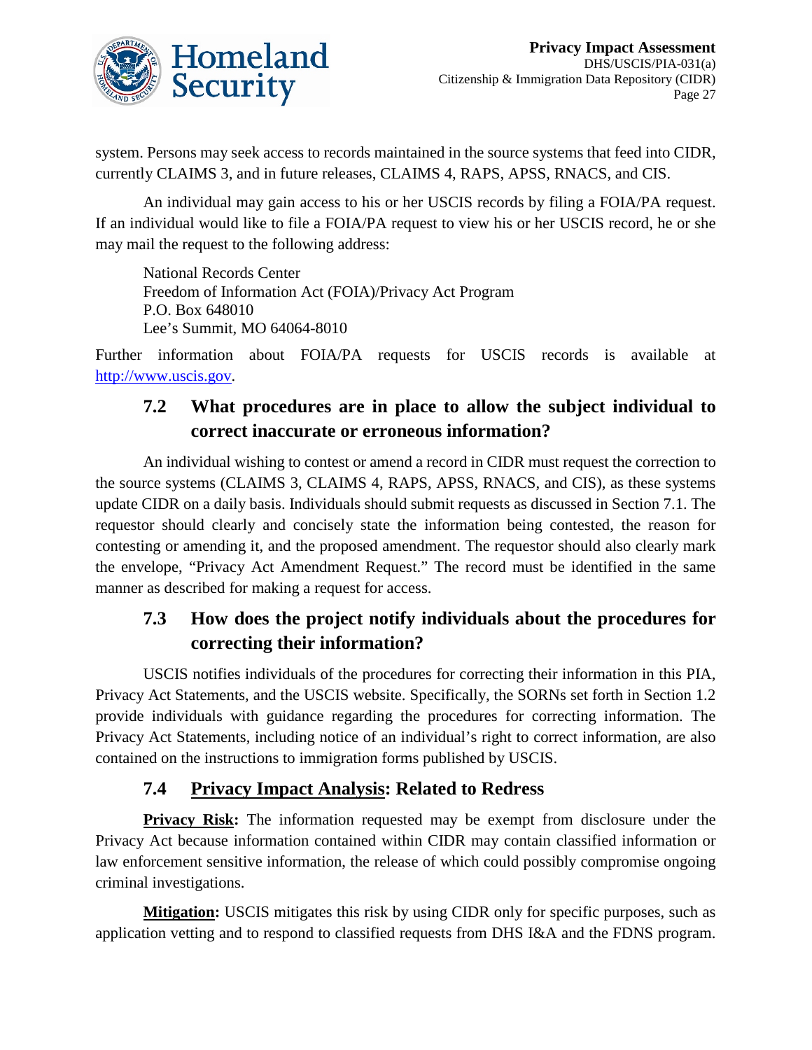system. Persons may seek access to records maintained in the source systems that feed into CIDR, currently CLAIMS 3, and in future releases, CLAIMS 4, RAPS, APSS, RNACS, and CIS.

An individual may gain access to his or her USCIS records by filing a FOIA/PA request. If an individual would like to file a FOIA/PA request to view his or her USCIS record, he or she may mail the request to the following address:

National Records Center
Freedom of Information Act (FOIA)/Privacy Act Program
P.O. Box 648010
Lee's Summit, MO 64064-8010

Further information about FOIA/PA requests for USCIS records is available at [http://www.uscis.gov](http://www.uscis.gov).

## 7.2 What procedures are in place to allow the subject individual to correct inaccurate or erroneous information?

An individual wishing to contest or amend a record in CIDR must request the correction to the source systems (CLAIMS 3, CLAIMS 4, RAPS, APSS, RNACS, and CIS), as these systems update CIDR on a daily basis. Individuals should submit requests as discussed in Section 7.1. The requestor should clearly and concisely state the information being contested, the reason for contesting or amending it, and the proposed amendment. The requestor should also clearly mark the envelope, "Privacy Act Amendment Request." The record must be identified in the same manner as described for making a request for access.

## 7.3 How does the project notify individuals about the procedures for correcting their information?

USCIS notifies individuals of the procedures for correcting their information in this PIA, Privacy Act Statements, and the USCIS website. Specifically, the SORNs set forth in Section 1.2 provide individuals with guidance regarding the procedures for correcting information. The Privacy Act Statements, including notice of an individual's right to correct information, are also contained on the instructions to immigration forms published by USCIS.

## 7.4 Privacy Impact Analysis: Related to Redress

**Privacy Risk:** The information requested may be exempt from disclosure under the Privacy Act because information contained within CIDR may contain classified information or law enforcement sensitive information, the release of which could possibly compromise ongoing criminal investigations.

**Mitigation:** USCIS mitigates this risk by using CIDR only for specific purposes, such as application vetting and to respond to classified requests from DHS I&A and the FDNS program.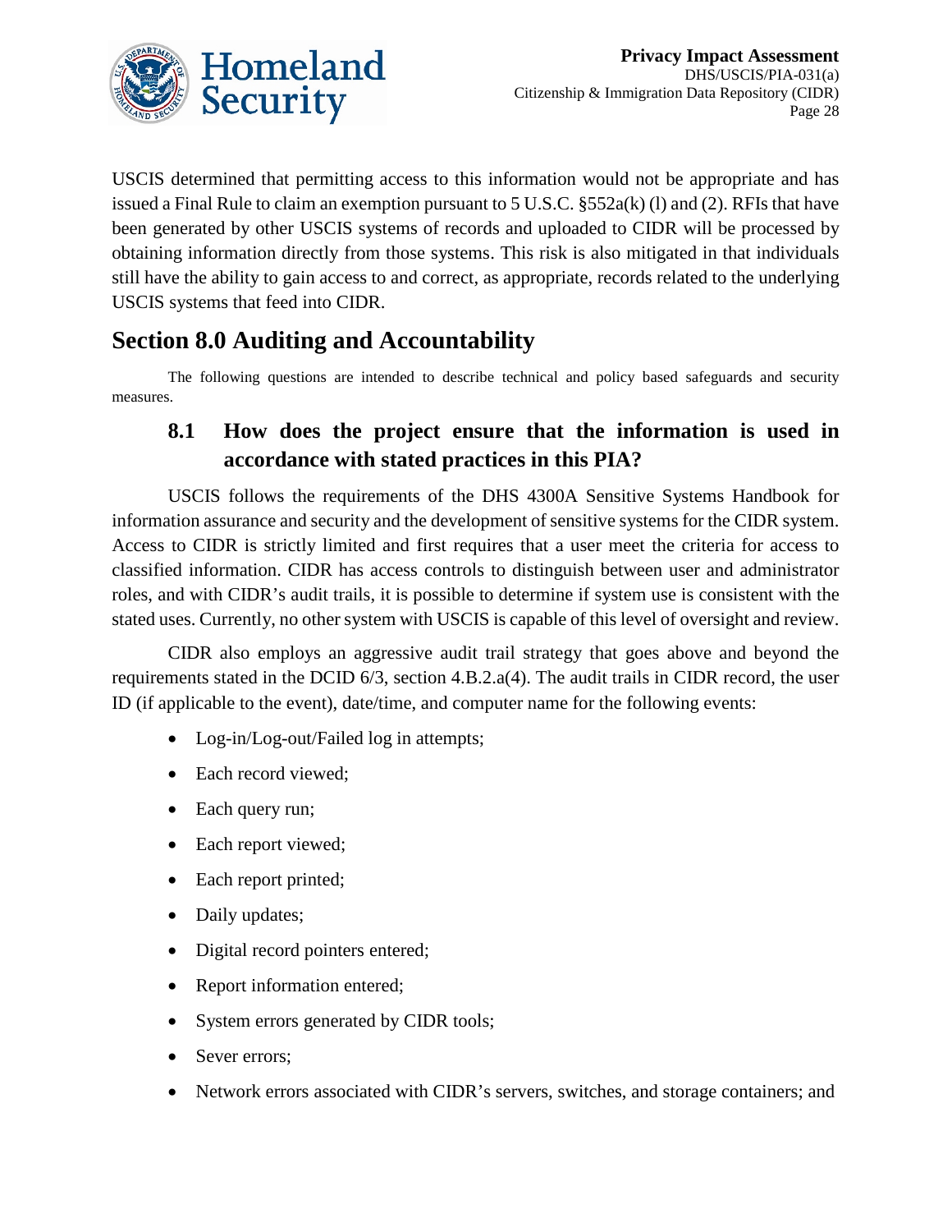USCIS determined that permitting access to this information would not be appropriate and has issued a Final Rule to claim an exemption pursuant to 5 U.S.C. §552a(k) (l) and (2). RFIs that have been generated by other USCIS systems of records and uploaded to CIDR will be processed by obtaining information directly from those systems. This risk is also mitigated in that individuals still have the ability to gain access to and correct, as appropriate, records related to the underlying USCIS systems that feed into CIDR.

## Section 8.0 Auditing and Accountability

The following questions are intended to describe technical and policy based safeguards and security measures.

### 8.1 How does the project ensure that the information is used in accordance with stated practices in this PIA?

USCIS follows the requirements of the DHS 4300A Sensitive Systems Handbook for information assurance and security and the development of sensitive systems for the CIDR system. Access to CIDR is strictly limited and first requires that a user meet the criteria for access to classified information. CIDR has access controls to distinguish between user and administrator roles, and with CIDR's audit trails, it is possible to determine if system use is consistent with the stated uses. Currently, no other system with USCIS is capable of this level of oversight and review.

CIDR also employs an aggressive audit trail strategy that goes above and beyond the requirements stated in the DCID 6/3, section 4.B.2.a(4). The audit trails in CIDR record, the user ID (if applicable to the event), date/time, and computer name for the following events:

- Log-in/Log-out/Failed log in attempts;
- Each record viewed;
- Each query run;
- Each report viewed;
- Each report printed;
- Daily updates;
- Digital record pointers entered;
- Report information entered;
- System errors generated by CIDR tools;
- Sever errors;
- Network errors associated with CIDR's servers, switches, and storage containers; and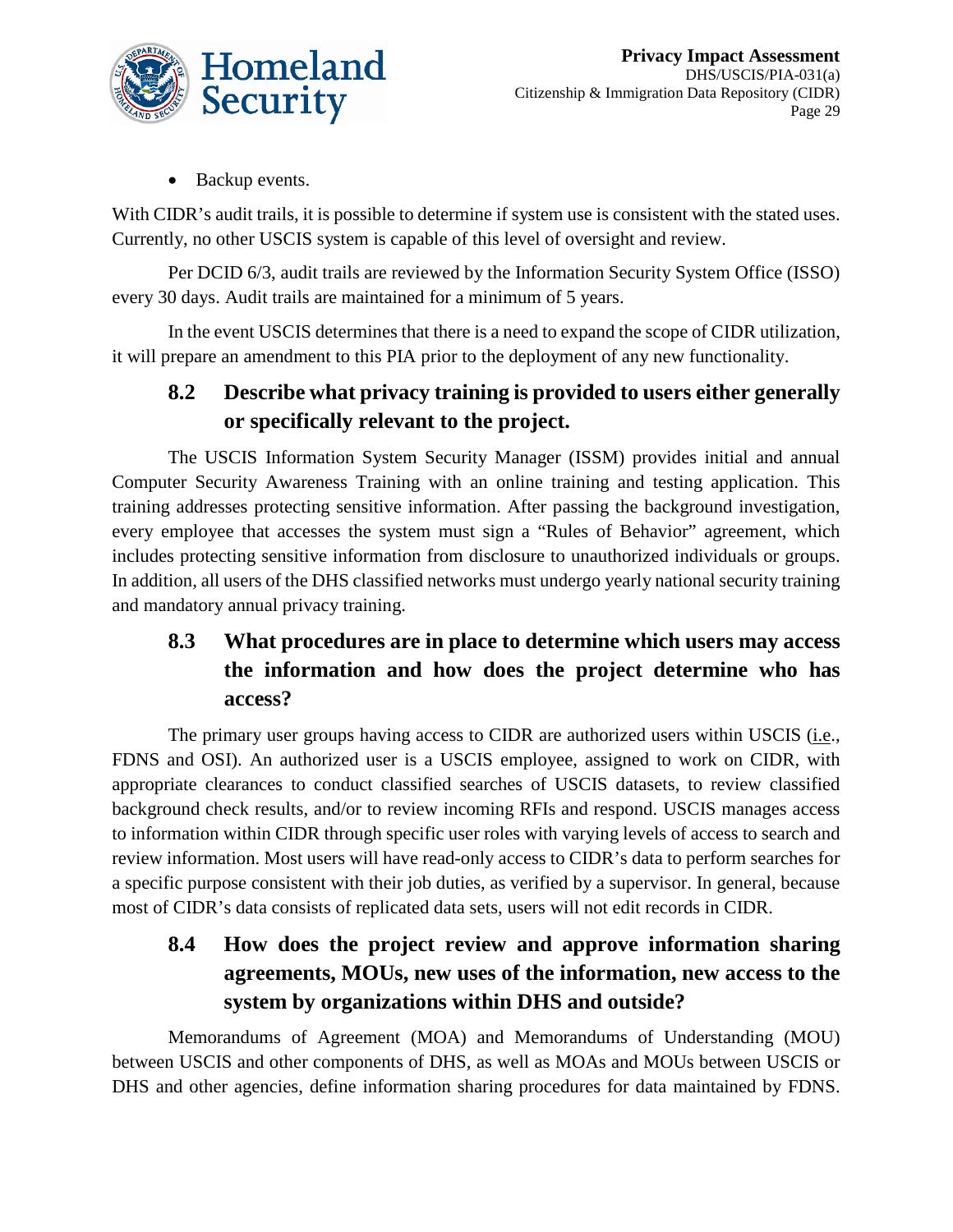- Backup events.

With CIDR's audit trails, it is possible to determine if system use is consistent with the stated uses. Currently, no other USCIS system is capable of this level of oversight and review.

Per DCID 6/3, audit trails are reviewed by the Information Security System Office (ISSO) every 30 days. Audit trails are maintained for a minimum of 5 years.

In the event USCIS determines that there is a need to expand the scope of CIDR utilization, it will prepare an amendment to this PIA prior to the deployment of any new functionality.

### 8.2 Describe what privacy training is provided to users either generally or specifically relevant to the project.

The USCIS Information System Security Manager (ISSM) provides initial and annual Computer Security Awareness Training with an online training and testing application. This training addresses protecting sensitive information. After passing the background investigation, every employee that accesses the system must sign a "Rules of Behavior" agreement, which includes protecting sensitive information from disclosure to unauthorized individuals or groups. In addition, all users of the DHS classified networks must undergo yearly national security training and mandatory annual privacy training.

### 8.3 What procedures are in place to determine which users may access the information and how does the project determine who has access?

The primary user groups having access to CIDR are authorized users within USCIS (i.e., FDNS and OSI). An authorized user is a USCIS employee, assigned to work on CIDR, with appropriate clearances to conduct classified searches of USCIS datasets, to review classified background check results, and/or to review incoming RFIs and respond. USCIS manages access to information within CIDR through specific user roles with varying levels of access to search and review information. Most users will have read-only access to CIDR's data to perform searches for a specific purpose consistent with their job duties, as verified by a supervisor. In general, because most of CIDR's data consists of replicated data sets, users will not edit records in CIDR.

### 8.4 How does the project review and approve information sharing agreements, MOUs, new uses of the information, new access to the system by organizations within DHS and outside?

Memorandums of Agreement (MOA) and Memorandums of Understanding (MOU) between USCIS and other components of DHS, as well as MOAs and MOUs between USCIS or DHS and other agencies, define information sharing procedures for data maintained by FDNS.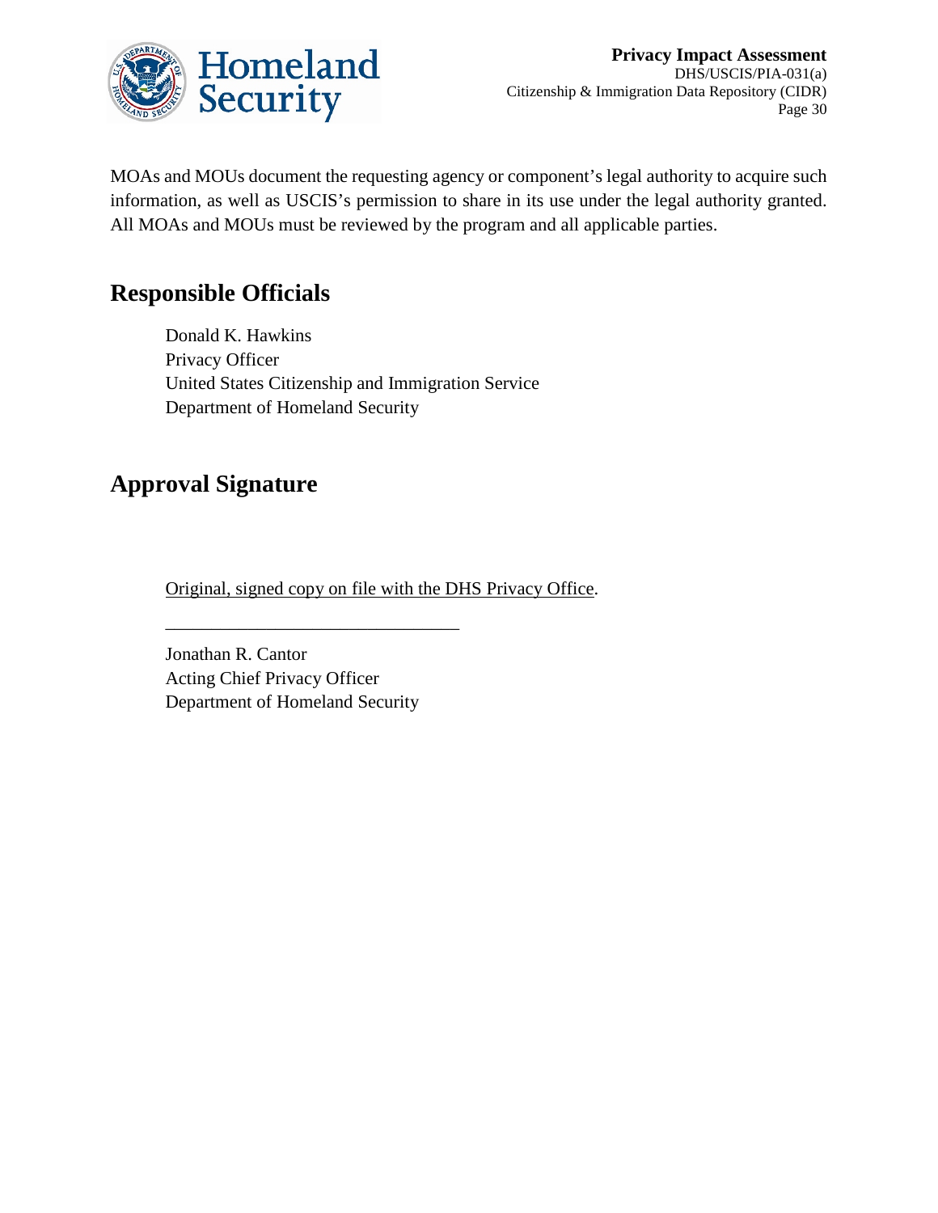MOAs and MOUs document the requesting agency or component's legal authority to acquire such information, as well as USCIS's permission to share in its use under the legal authority granted. All MOAs and MOUs must be reviewed by the program and all applicable parties.

## Responsible Officials

Donald K. Hawkins
Privacy Officer
United States Citizenship and Immigration Service
Department of Homeland Security

## Approval Signature

Original, signed copy on file with the DHS Privacy Office.

\_\_\_\_\_\_\_\_\_\_\_\_\_\_\_\_\_\_\_\_\_\_\_\_\_\_\_\_\_\_\_\_

Jonathan R. Cantor
Acting Chief Privacy Officer
Department of Homeland Security